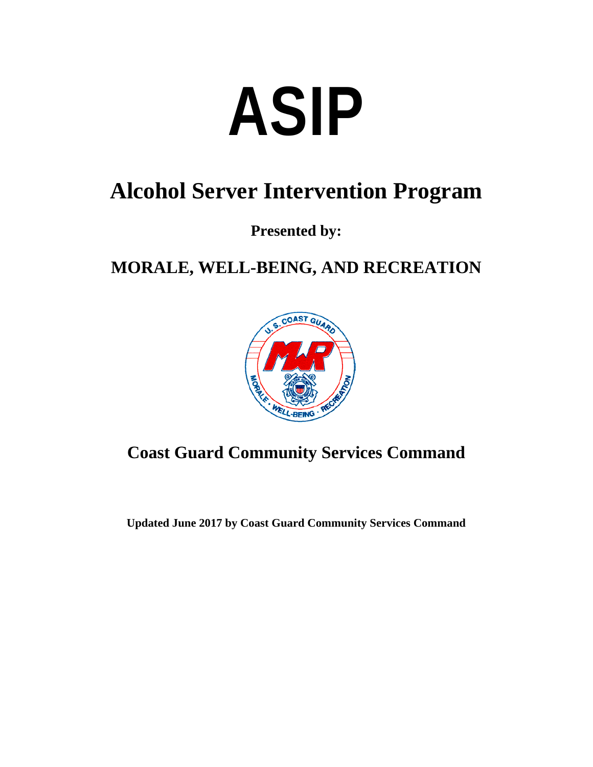# ASIP

## Alcohol Server Intervention Program

**Presented by:**

## MORALE, WELL-BEING, AND RECREATION

## Coast Guard Community Services Command

**Updated June 2017 by Coast Guard Community Services Command**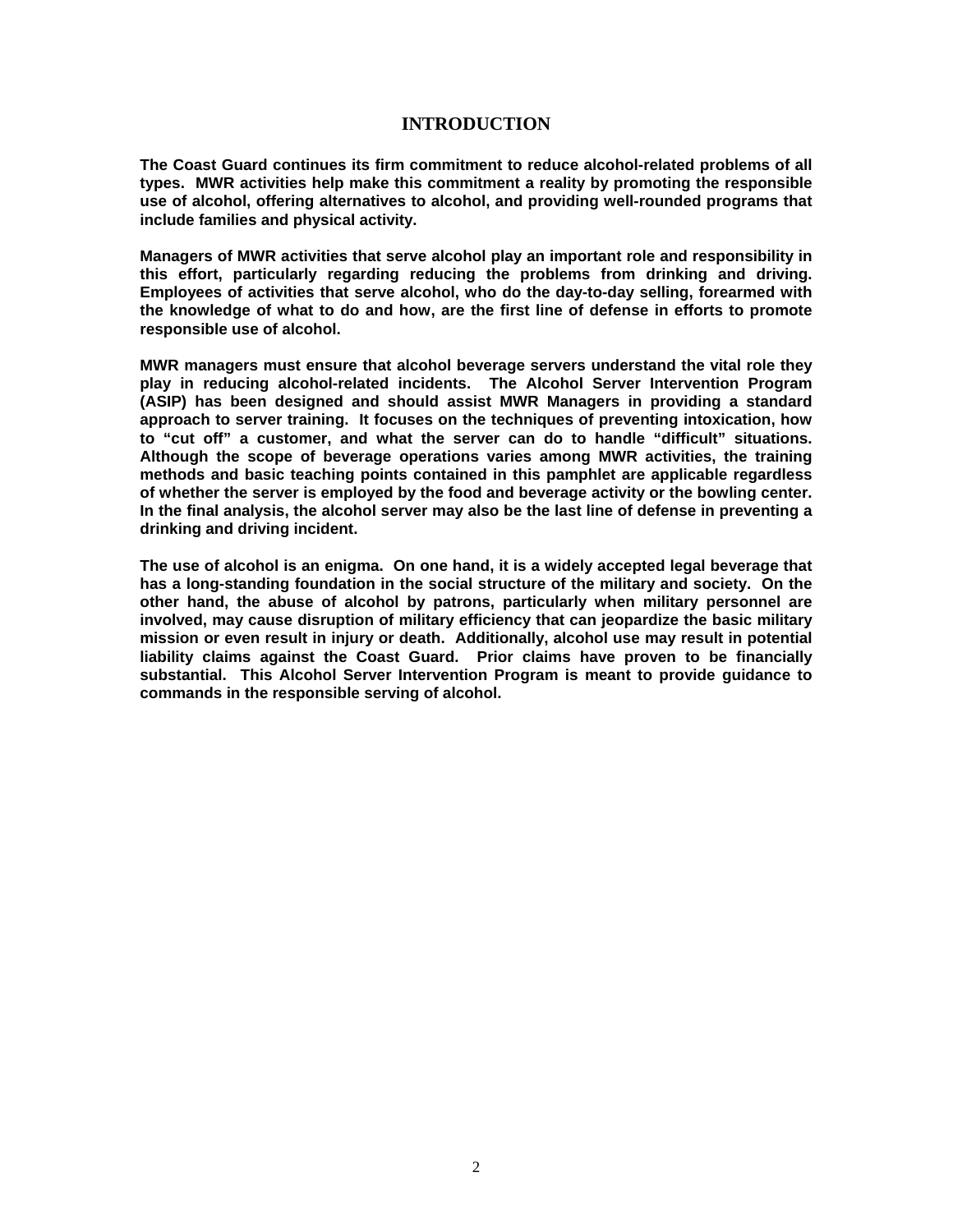# INTRODUCTION

**The Coast Guard continues its firm commitment to reduce alcohol-related problems of all types. MWR activities help make this commitment a reality by promoting the responsible use of alcohol, offering alternatives to alcohol, and providing well-rounded programs that include families and physical activity.**

**Managers of MWR activities that serve alcohol play an important role and responsibility in this effort, particularly regarding reducing the problems from drinking and driving. Employees of activities that serve alcohol, who do the day-to-day selling, forearmed with the knowledge of what to do and how, are the first line of defense in efforts to promote responsible use of alcohol.**

**MWR managers must ensure that alcohol beverage servers understand the vital role they play in reducing alcohol-related incidents. The Alcohol Server Intervention Program (ASIP) has been designed and should assist MWR Managers in providing a standard approach to server training. It focuses on the techniques of preventing intoxication, how to "cut off" a customer, and what the server can do to handle "difficult" situations. Although the scope of beverage operations varies among MWR activities, the training methods and basic teaching points contained in this pamphlet are applicable regardless of whether the server is employed by the food and beverage activity or the bowling center. In the final analysis, the alcohol server may also be the last line of defense in preventing a drinking and driving incident.**

**The use of alcohol is an enigma. On one hand, it is a widely accepted legal beverage that has a long-standing foundation in the social structure of the military and society. On the other hand, the abuse of alcohol by patrons, particularly when military personnel are involved, may cause disruption of military efficiency that can jeopardize the basic military mission or even result in injury or death. Additionally, alcohol use may result in potential liability claims against the Coast Guard. Prior claims have proven to be financially substantial. This Alcohol Server Intervention Program is meant to provide guidance to commands in the responsible serving of alcohol.**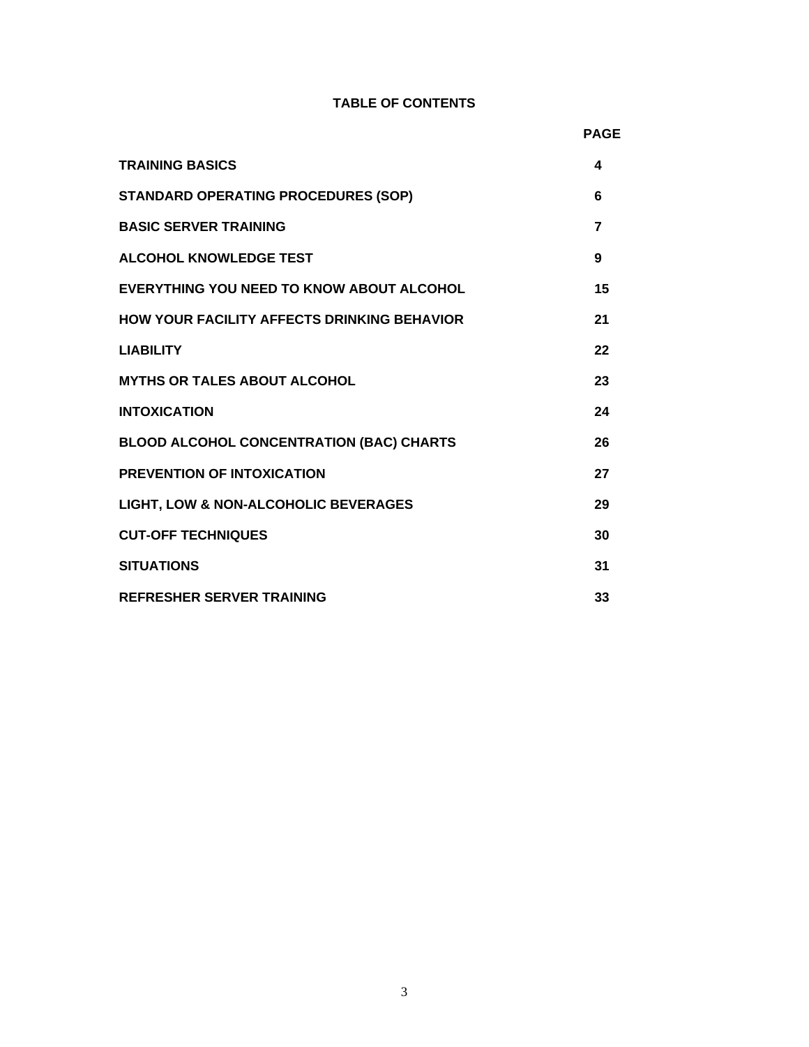# TABLE OF CONTENTS

| | PAGE |
|---|---|
| **TRAINING BASICS** | **4** |
| **STANDARD OPERATING PROCEDURES (SOP)** | **6** |
| **BASIC SERVER TRAINING** | **7** |
| **ALCOHOL KNOWLEDGE TEST** | **9** |
| **EVERYTHING YOU NEED TO KNOW ABOUT ALCOHOL** | **15** |
| **HOW YOUR FACILITY AFFECTS DRINKING BEHAVIOR** | **21** |
| **LIABILITY** | **22** |
| **MYTHS OR TALES ABOUT ALCOHOL** | **23** |
| **INTOXICATION** | **24** |
| **BLOOD ALCOHOL CONCENTRATION (BAC) CHARTS** | **26** |
| **PREVENTION OF INTOXICATION** | **27** |
| **LIGHT, LOW & NON-ALCOHOLIC BEVERAGES** | **29** |
| **CUT-OFF TECHNIQUES** | **30** |
| **SITUATIONS** | **31** |
| **REFRESHER SERVER TRAINING** | **33** |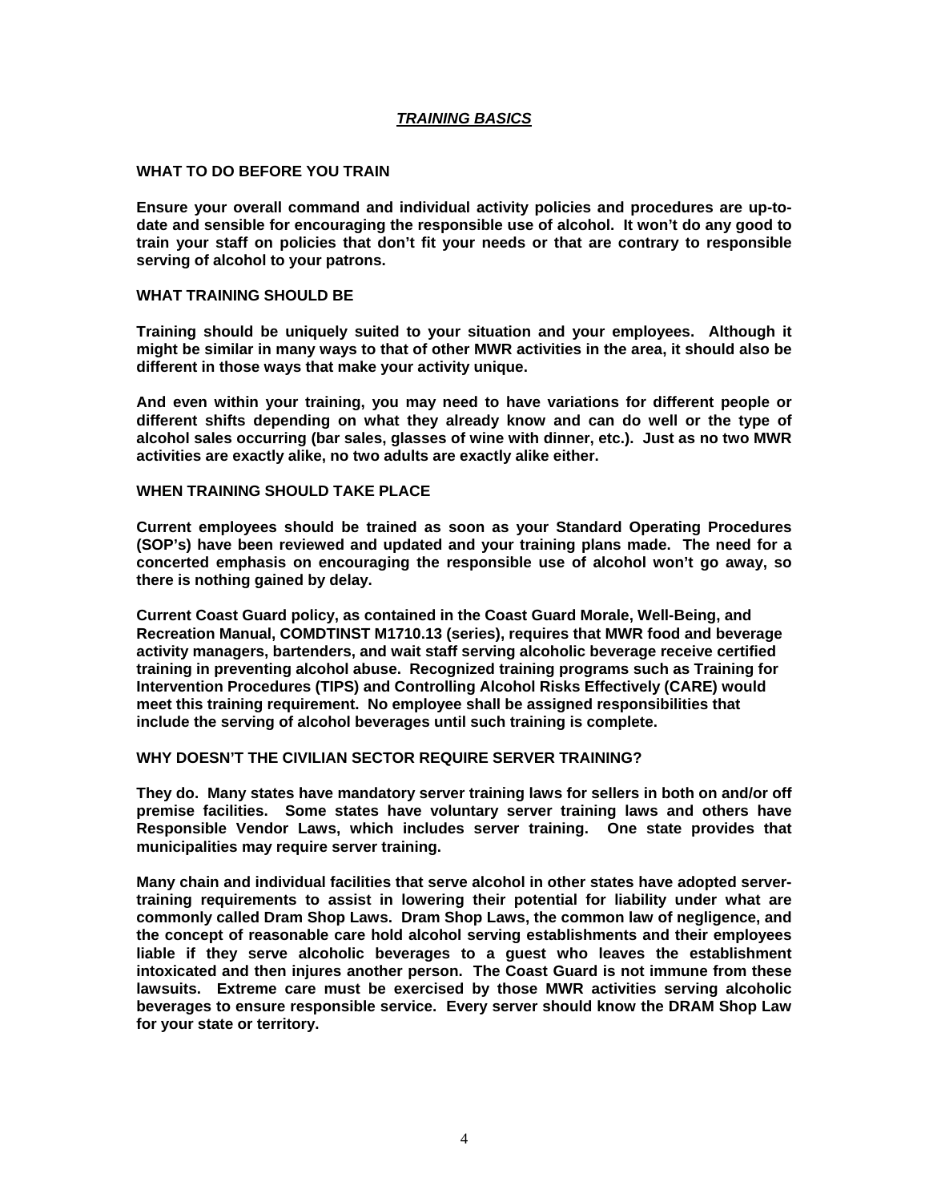## ***TRAINING BASICS***

### WHAT TO DO BEFORE YOU TRAIN

**Ensure your overall command and individual activity policies and procedures are up-to-date and sensible for encouraging the responsible use of alcohol. It won't do any good to train your staff on policies that don't fit your needs or that are contrary to responsible serving of alcohol to your patrons.**

### WHAT TRAINING SHOULD BE

**Training should be uniquely suited to your situation and your employees. Although it might be similar in many ways to that of other MWR activities in the area, it should also be different in those ways that make your activity unique.**

**And even within your training, you may need to have variations for different people or different shifts depending on what they already know and can do well or the type of alcohol sales occurring (bar sales, glasses of wine with dinner, etc.). Just as no two MWR activities are exactly alike, no two adults are exactly alike either.**

### WHEN TRAINING SHOULD TAKE PLACE

**Current employees should be trained as soon as your Standard Operating Procedures (SOP's) have been reviewed and updated and your training plans made. The need for a concerted emphasis on encouraging the responsible use of alcohol won't go away, so there is nothing gained by delay.**

**Current Coast Guard policy, as contained in the Coast Guard Morale, Well-Being, and Recreation Manual, COMDTINST M1710.13 (series), requires that MWR food and beverage activity managers, bartenders, and wait staff serving alcoholic beverage receive certified training in preventing alcohol abuse. Recognized training programs such as Training for Intervention Procedures (TIPS) and Controlling Alcohol Risks Effectively (CARE) would meet this training requirement. No employee shall be assigned responsibilities that include the serving of alcohol beverages until such training is complete.**

### WHY DOESN'T THE CIVILIAN SECTOR REQUIRE SERVER TRAINING?

**They do. Many states have mandatory server training laws for sellers in both on and/or off premise facilities. Some states have voluntary server training laws and others have Responsible Vendor Laws, which includes server training. One state provides that municipalities may require server training.**

**Many chain and individual facilities that serve alcohol in other states have adopted server-training requirements to assist in lowering their potential for liability under what are commonly called Dram Shop Laws. Dram Shop Laws, the common law of negligence, and the concept of reasonable care hold alcohol serving establishments and their employees liable if they serve alcoholic beverages to a guest who leaves the establishment intoxicated and then injures another person. The Coast Guard is not immune from these lawsuits. Extreme care must be exercised by those MWR activities serving alcoholic beverages to ensure responsible service. Every server should know the DRAM Shop Law for your state or territory.**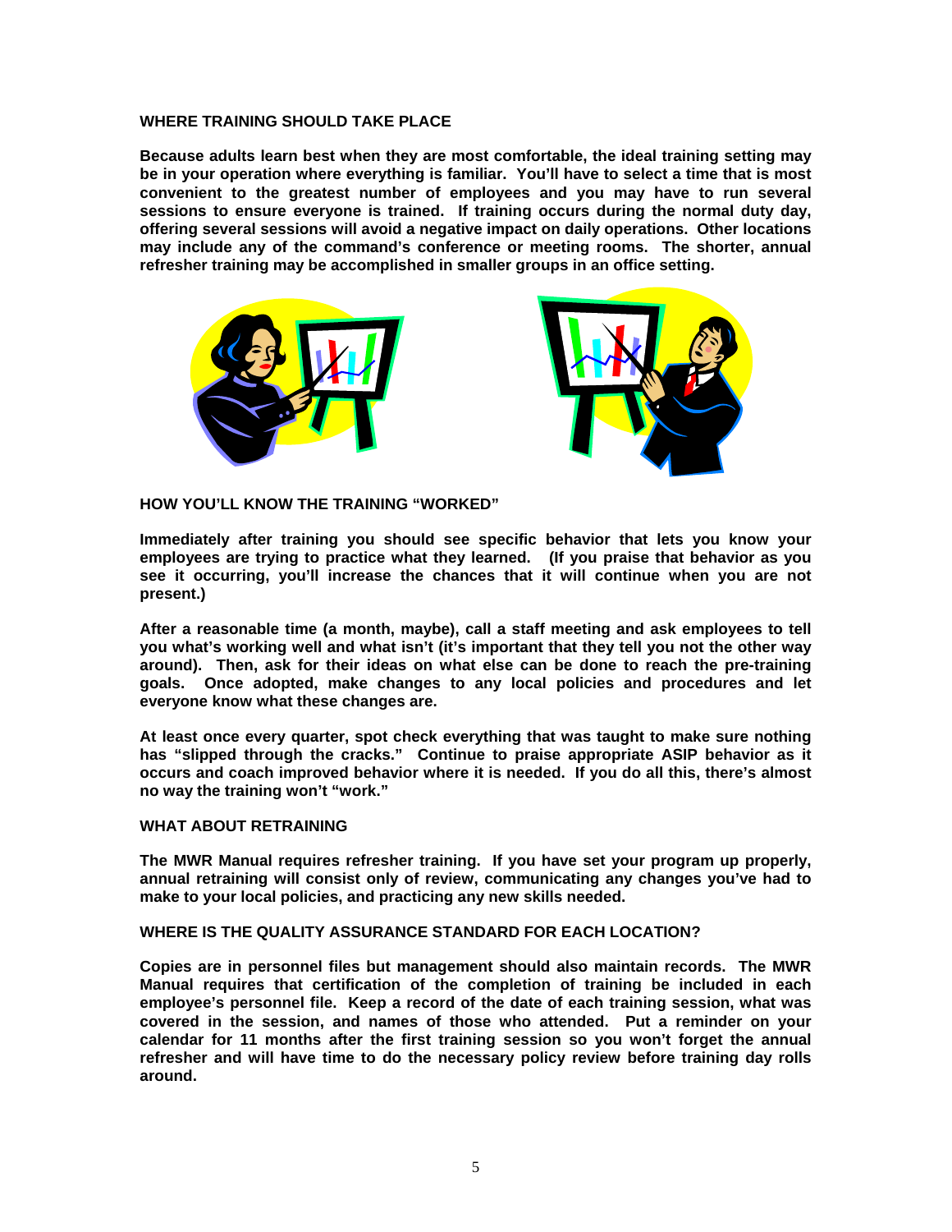## WHERE TRAINING SHOULD TAKE PLACE

**Because adults learn best when they are most comfortable, the ideal training setting may be in your operation where everything is familiar. You'll have to select a time that is most convenient to the greatest number of employees and you may have to run several sessions to ensure everyone is trained. If training occurs during the normal duty day, offering several sessions will avoid a negative impact on daily operations. Other locations may include any of the command's conference or meeting rooms. The shorter, annual refresher training may be accomplished in smaller groups in an office setting.**

## HOW YOU'LL KNOW THE TRAINING "WORKED"

**Immediately after training you should see specific behavior that lets you know your employees are trying to practice what they learned. (If you praise that behavior as you see it occurring, you'll increase the chances that it will continue when you are not present.)**

**After a reasonable time (a month, maybe), call a staff meeting and ask employees to tell you what's working well and what isn't (it's important that they tell you not the other way around). Then, ask for their ideas on what else can be done to reach the pre-training goals. Once adopted, make changes to any local policies and procedures and let everyone know what these changes are.**

**At least once every quarter, spot check everything that was taught to make sure nothing has "slipped through the cracks." Continue to praise appropriate ASIP behavior as it occurs and coach improved behavior where it is needed. If you do all this, there's almost no way the training won't "work."**

## WHAT ABOUT RETRAINING

**The MWR Manual requires refresher training. If you have set your program up properly, annual retraining will consist only of review, communicating any changes you've had to make to your local policies, and practicing any new skills needed.**

## WHERE IS THE QUALITY ASSURANCE STANDARD FOR EACH LOCATION?

**Copies are in personnel files but management should also maintain records. The MWR Manual requires that certification of the completion of training be included in each employee's personnel file. Keep a record of the date of each training session, what was covered in the session, and names of those who attended. Put a reminder on your calendar for 11 months after the first training session so you won't forget the annual refresher and will have time to do the necessary policy review before training day rolls around.**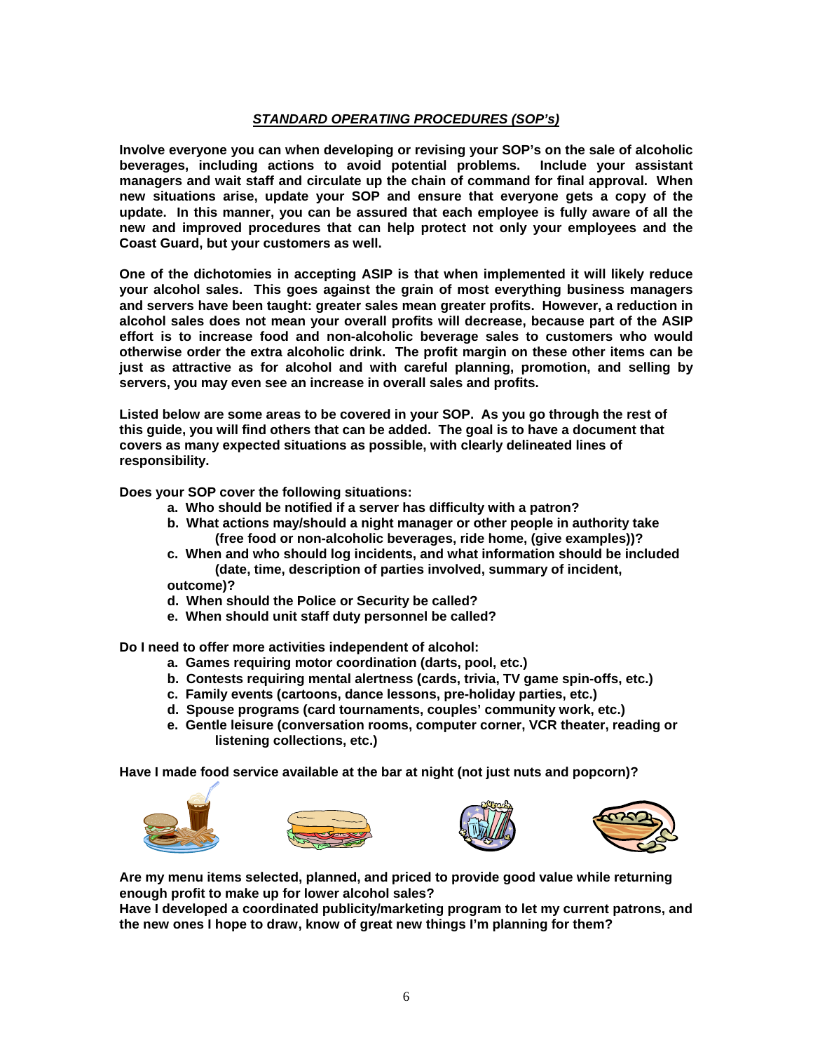## ***STANDARD OPERATING PROCEDURES (SOP's)***

**Involve everyone you can when developing or revising your SOP's on the sale of alcoholic beverages, including actions to avoid potential problems. Include your assistant managers and wait staff and circulate up the chain of command for final approval. When new situations arise, update your SOP and ensure that everyone gets a copy of the update. In this manner, you can be assured that each employee is fully aware of all the new and improved procedures that can help protect not only your employees and the Coast Guard, but your customers as well.**

**One of the dichotomies in accepting ASIP is that when implemented it will likely reduce your alcohol sales. This goes against the grain of most everything business managers and servers have been taught: greater sales mean greater profits. However, a reduction in alcohol sales does not mean your overall profits will decrease, because part of the ASIP effort is to increase food and non-alcoholic beverage sales to customers who would otherwise order the extra alcoholic drink. The profit margin on these other items can be just as attractive as for alcohol and with careful planning, promotion, and selling by servers, you may even see an increase in overall sales and profits.**

**Listed below are some areas to be covered in your SOP. As you go through the rest of this guide, you will find others that can be added. The goal is to have a document that covers as many expected situations as possible, with clearly delineated lines of responsibility.**

**Does your SOP cover the following situations:**

- **a. Who should be notified if a server has difficulty with a patron?**
- **b. What actions may/should a night manager or other people in authority take (free food or non-alcoholic beverages, ride home, (give examples))?**
- **c. When and who should log incidents, and what information should be included (date, time, description of parties involved, summary of incident, outcome)?**
- **d. When should the Police or Security be called?**
- **e. When should unit staff duty personnel be called?**

**Do I need to offer more activities independent of alcohol:**

- **a. Games requiring motor coordination (darts, pool, etc.)**
- **b. Contests requiring mental alertness (cards, trivia, TV game spin-offs, etc.)**
- **c. Family events (cartoons, dance lessons, pre-holiday parties, etc.)**
- **d. Spouse programs (card tournaments, couples' community work, etc.)**
- **e. Gentle leisure (conversation rooms, computer corner, VCR theater, reading or listening collections, etc.)**

**Have I made food service available at the bar at night (not just nuts and popcorn)?**

**Are my menu items selected, planned, and priced to provide good value while returning enough profit to make up for lower alcohol sales?**

**Have I developed a coordinated publicity/marketing program to let my current patrons, and the new ones I hope to draw, know of great new things I'm planning for them?**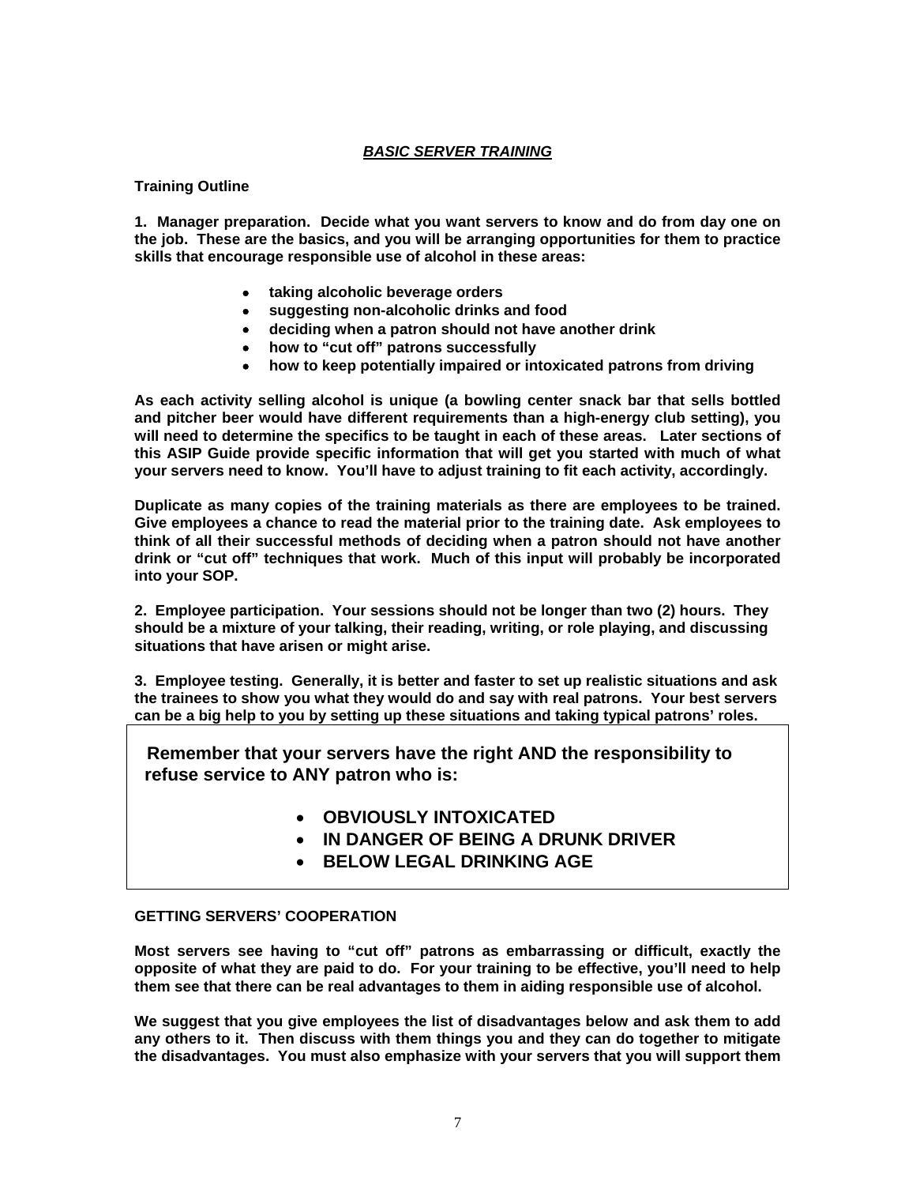## ***BASIC SERVER TRAINING***

**Training Outline**

**1. Manager preparation. Decide what you want servers to know and do from day one on the job. These are the basics, and you will be arranging opportunities for them to practice skills that encourage responsible use of alcohol in these areas:**

- **taking alcoholic beverage orders**
- **suggesting non-alcoholic drinks and food**
- **deciding when a patron should not have another drink**
- **how to "cut off" patrons successfully**
- **how to keep potentially impaired or intoxicated patrons from driving**

**As each activity selling alcohol is unique (a bowling center snack bar that sells bottled and pitcher beer would have different requirements than a high-energy club setting), you will need to determine the specifics to be taught in each of these areas. Later sections of this ASIP Guide provide specific information that will get you started with much of what your servers need to know. You'll have to adjust training to fit each activity, accordingly.**

**Duplicate as many copies of the training materials as there are employees to be trained. Give employees a chance to read the material prior to the training date. Ask employees to think of all their successful methods of deciding when a patron should not have another drink or "cut off" techniques that work. Much of this input will probably be incorporated into your SOP.**

**2. Employee participation. Your sessions should not be longer than two (2) hours. They should be a mixture of your talking, their reading, writing, or role playing, and discussing situations that have arisen or might arise.**

**3. Employee testing. Generally, it is better and faster to set up realistic situations and ask the trainees to show you what they would do and say with real patrons. Your best servers can be a big help to you by setting up these situations and taking typical patrons' roles.**

**Remember that your servers have the right AND the responsibility to refuse service to ANY patron who is:**

- **OBVIOUSLY INTOXICATED**
- **IN DANGER OF BEING A DRUNK DRIVER**
- **BELOW LEGAL DRINKING AGE**

**GETTING SERVERS' COOPERATION**

**Most servers see having to "cut off" patrons as embarrassing or difficult, exactly the opposite of what they are paid to do. For your training to be effective, you'll need to help them see that there can be real advantages to them in aiding responsible use of alcohol.**

**We suggest that you give employees the list of disadvantages below and ask them to add any others to it. Then discuss with them things you and they can do together to mitigate the disadvantages. You must also emphasize with your servers that you will support them**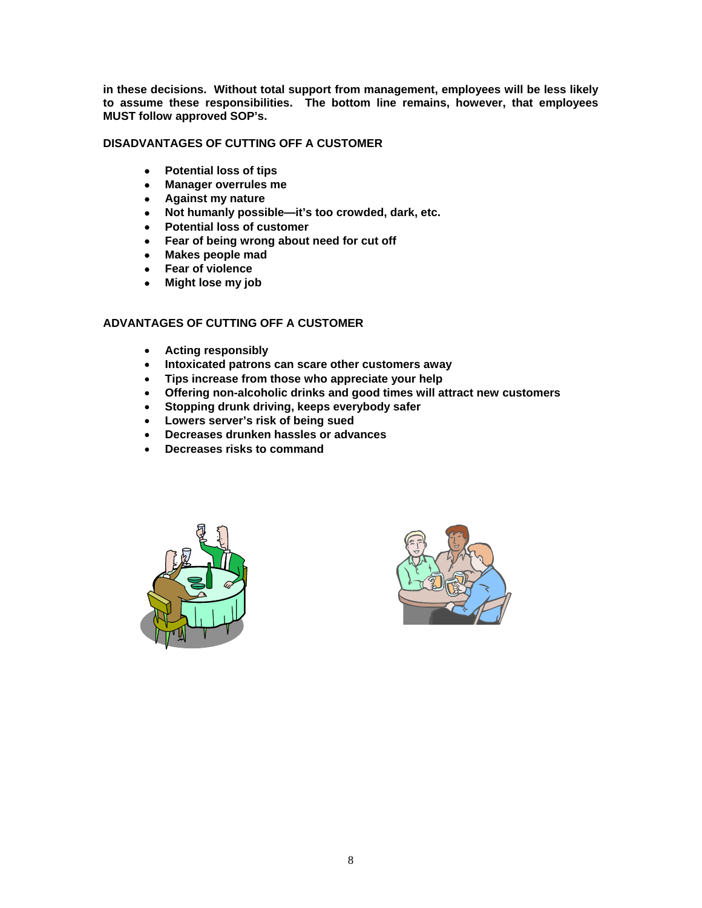**in these decisions. Without total support from management, employees will be less likely to assume these responsibilities. The bottom line remains, however, that employees MUST follow approved SOP's.**

**DISADVANTAGES OF CUTTING OFF A CUSTOMER**

- **Potential loss of tips**
- **Manager overrules me**
- **Against my nature**
- **Not humanly possible—it's too crowded, dark, etc.**
- **Potential loss of customer**
- **Fear of being wrong about need for cut off**
- **Makes people mad**
- **Fear of violence**
- **Might lose my job**

**ADVANTAGES OF CUTTING OFF A CUSTOMER**

- **Acting responsibly**
- **Intoxicated patrons can scare other customers away**
- **Tips increase from those who appreciate your help**
- **Offering non-alcoholic drinks and good times will attract new customers**
- **Stopping drunk driving, keeps everybody safer**
- **Lowers server's risk of being sued**
- **Decreases drunken hassles or advances**
- **Decreases risks to command**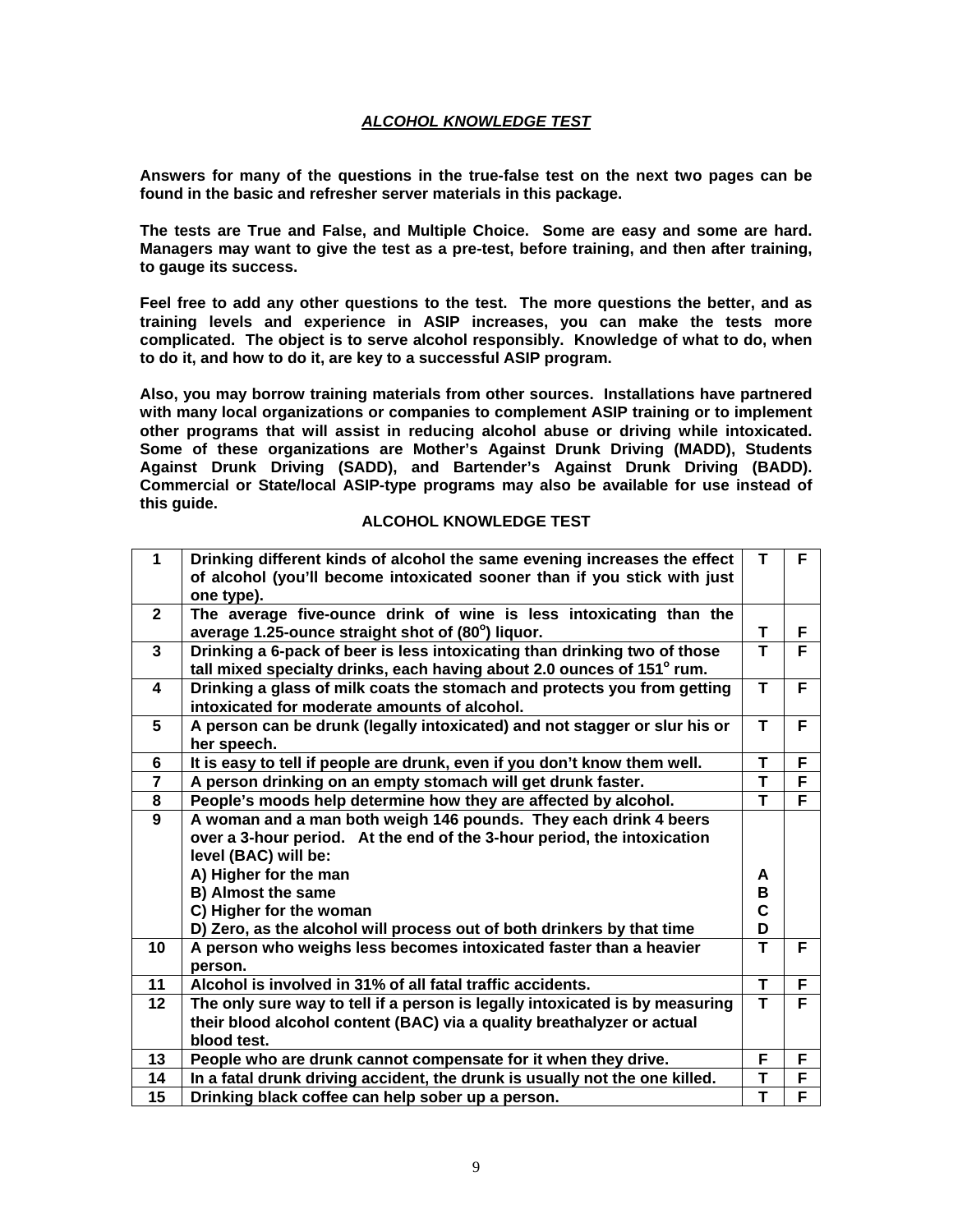***ALCOHOL KNOWLEDGE TEST***

**Answers for many of the questions in the true-false test on the next two pages can be found in the basic and refresher server materials in this package.**

**The tests are True and False, and Multiple Choice. Some are easy and some are hard. Managers may want to give the test as a pre-test, before training, and then after training, to gauge its success.**

**Feel free to add any other questions to the test. The more questions the better, and as training levels and experience in ASIP increases, you can make the tests more complicated. The object is to serve alcohol responsibly. Knowledge of what to do, when to do it, and how to do it, are key to a successful ASIP program.**

**Also, you may borrow training materials from other sources. Installations have partnered with many local organizations or companies to complement ASIP training or to implement other programs that will assist in reducing alcohol abuse or driving while intoxicated. Some of these organizations are Mother's Against Drunk Driving (MADD), Students Against Drunk Driving (SADD), and Bartender's Against Drunk Driving (BADD). Commercial or State/local ASIP-type programs may also be available for use instead of this guide.**

**ALCOHOL KNOWLEDGE TEST**

| | | | |
|---|---|---|---|
| **1** | **Drinking different kinds of alcohol the same evening increases the effect of alcohol (you'll become intoxicated sooner than if you stick with just one type).** | **T** | **F** |
| **2** | **The average five-ounce drink of wine is less intoxicating than the average 1.25-ounce straight shot of (80°) liquor.** | **T** | **F** |
| **3** | **Drinking a 6-pack of beer is less intoxicating than drinking two of those tall mixed specialty drinks, each having about 2.0 ounces of 151° rum.** | **T** | **F** |
| **4** | **Drinking a glass of milk coats the stomach and protects you from getting intoxicated for moderate amounts of alcohol.** | **T** | **F** |
| **5** | **A person can be drunk (legally intoxicated) and not stagger or slur his or her speech.** | **T** | **F** |
| **6** | **It is easy to tell if people are drunk, even if you don't know them well.** | **T** | **F** |
| **7** | **A person drinking on an empty stomach will get drunk faster.** | **T** | **F** |
| **8** | **People's moods help determine how they are affected by alcohol.** | **T** | **F** |
| **9** | **A woman and a man both weigh 146 pounds. They each drink 4 beers over a 3-hour period. At the end of the 3-hour period, the intoxication level (BAC) will be:**<br>**A) Higher for the man**<br>**B) Almost the same**<br>**C) Higher for the woman**<br>**D) Zero, as the alcohol will process out of both drinkers by that time** | **A**<br>**B**<br>**C**<br>**D** | |
| **10** | **A person who weighs less becomes intoxicated faster than a heavier person.** | **T** | **F** |
| **11** | **Alcohol is involved in 31% of all fatal traffic accidents.** | **T** | **F** |
| **12** | **The only sure way to tell if a person is legally intoxicated is by measuring their blood alcohol content (BAC) via a quality breathalyzer or actual blood test.** | **T** | **F** |
| **13** | **People who are drunk cannot compensate for it when they drive.** | **F** | **F** |
| **14** | **In a fatal drunk driving accident, the drunk is usually not the one killed.** | **T** | **F** |
| **15** | **Drinking black coffee can help sober up a person.** | **T** | **F** |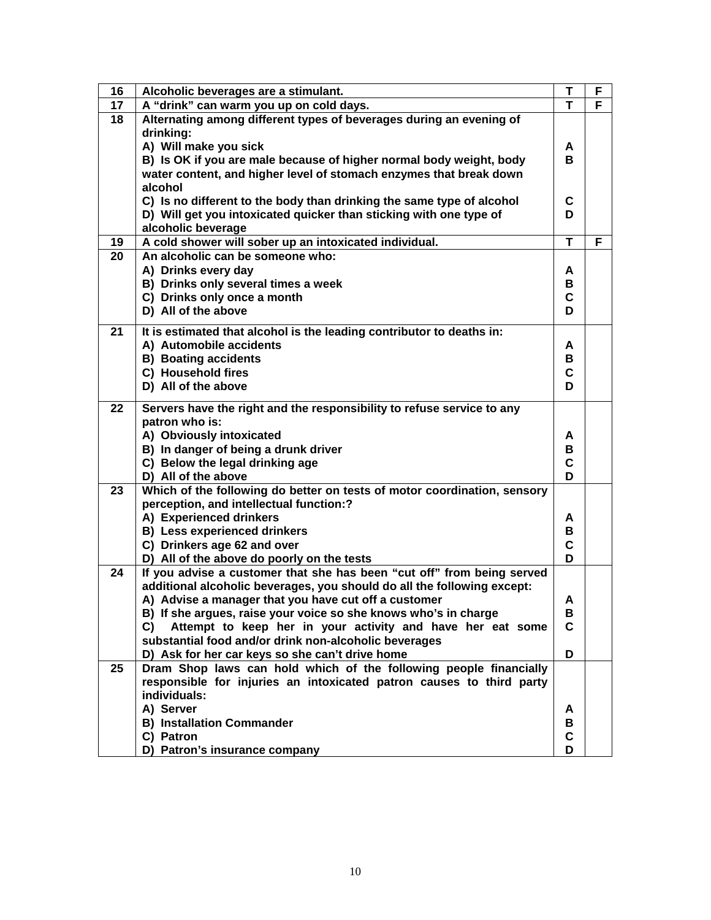| | | | |
|---|---|---|---|
| 16 | Alcoholic beverages are a stimulant. | T | F |
| 17 | A "drink" can warm you up on cold days. | T | F |
| 18 | Alternating among different types of beverages during an evening of drinking:<br>A) Will make you sick<br>B) Is OK if you are male because of higher normal body weight, body water content, and higher level of stomach enzymes that break down alcohol<br>C) Is no different to the body than drinking the same type of alcohol<br>D) Will get you intoxicated quicker than sticking with one type of alcoholic beverage | A<br>B<br><br>C<br>D | |
| 19 | A cold shower will sober up an intoxicated individual. | T | F |
| 20 | An alcoholic can be someone who:<br>A) Drinks every day<br>B) Drinks only several times a week<br>C) Drinks only once a month<br>D) All of the above | A<br>B<br>C<br>D | |
| 21 | It is estimated that alcohol is the leading contributor to deaths in:<br>A) Automobile accidents<br>B) Boating accidents<br>C) Household fires<br>D) All of the above | A<br>B<br>C<br>D | |
| 22 | Servers have the right and the responsibility to refuse service to any patron who is:<br>A) Obviously intoxicated<br>B) In danger of being a drunk driver<br>C) Below the legal drinking age<br>D) All of the above | A<br>B<br>C<br>D | |
| 23 | Which of the following do better on tests of motor coordination, sensory perception, and intellectual function:?<br>A) Experienced drinkers<br>B) Less experienced drinkers<br>C) Drinkers age 62 and over<br>D) All of the above do poorly on the tests | A<br>B<br>C<br>D | |
| 24 | If you advise a customer that she has been "cut off" from being served additional alcoholic beverages, you should do all the following except:<br>A) Advise a manager that you have cut off a customer<br>B) If she argues, raise your voice so she knows who's in charge<br>C) Attempt to keep her in your activity and have her eat some substantial food and/or drink non-alcoholic beverages<br>D) Ask for her car keys so she can't drive home | A<br>B<br>C<br><br>D | |
| 25 | Dram Shop laws can hold which of the following people financially responsible for injuries an intoxicated patron causes to third party individuals:<br>A) Server<br>B) Installation Commander<br>C) Patron<br>D) Patron's insurance company | A<br>B<br>C<br>D | |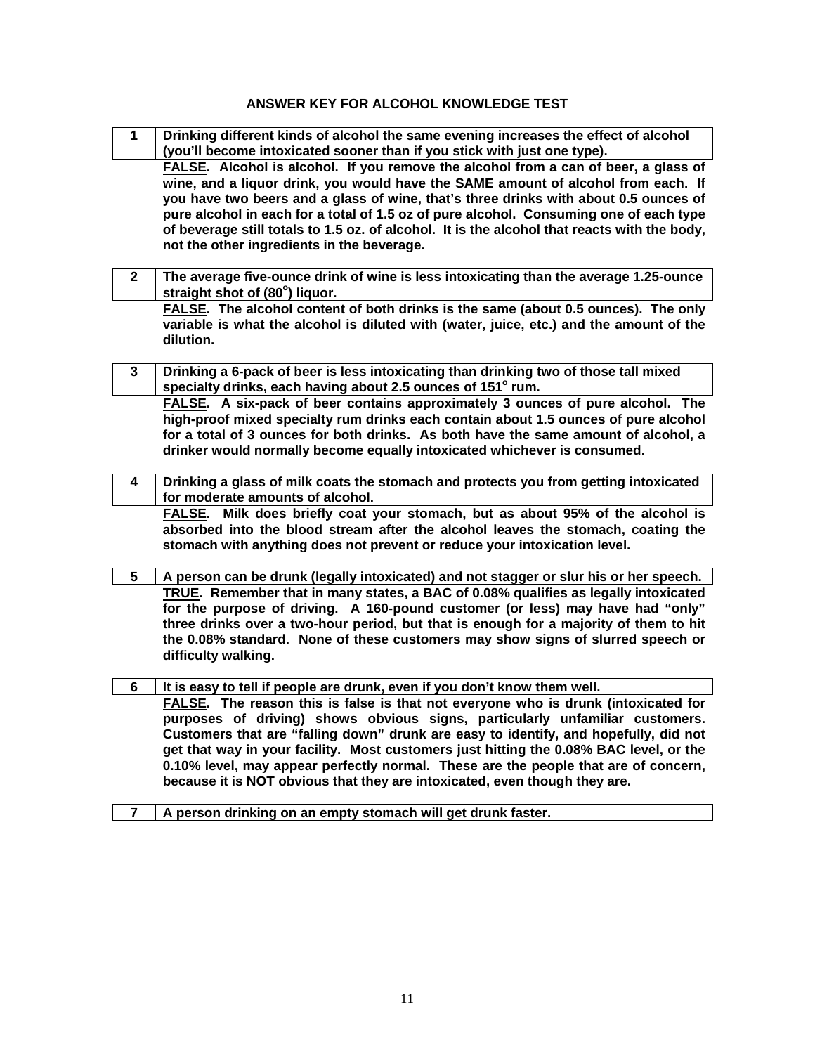## ANSWER KEY FOR ALCOHOL KNOWLEDGE TEST

**1 Drinking different kinds of alcohol the same evening increases the effect of alcohol (you'll become intoxicated sooner than if you stick with just one type).**

**FALSE. Alcohol is alcohol. If you remove the alcohol from a can of beer, a glass of wine, and a liquor drink, you would have the SAME amount of alcohol from each. If you have two beers and a glass of wine, that's three drinks with about 0.5 ounces of pure alcohol in each for a total of 1.5 oz of pure alcohol. Consuming one of each type of beverage still totals to 1.5 oz. of alcohol. It is the alcohol that reacts with the body, not the other ingredients in the beverage.**

**2 The average five-ounce drink of wine is less intoxicating than the average 1.25-ounce straight shot of (80°) liquor.**

**FALSE. The alcohol content of both drinks is the same (about 0.5 ounces). The only variable is what the alcohol is diluted with (water, juice, etc.) and the amount of the dilution.**

**3 Drinking a 6-pack of beer is less intoxicating than drinking two of those tall mixed specialty drinks, each having about 2.5 ounces of 151° rum.**

**FALSE. A six-pack of beer contains approximately 3 ounces of pure alcohol. The high-proof mixed specialty rum drinks each contain about 1.5 ounces of pure alcohol for a total of 3 ounces for both drinks. As both have the same amount of alcohol, a drinker would normally become equally intoxicated whichever is consumed.**

**4 Drinking a glass of milk coats the stomach and protects you from getting intoxicated for moderate amounts of alcohol.**

**FALSE. Milk does briefly coat your stomach, but as about 95% of the alcohol is absorbed into the blood stream after the alcohol leaves the stomach, coating the stomach with anything does not prevent or reduce your intoxication level.**

**5 A person can be drunk (legally intoxicated) and not stagger or slur his or her speech.**

**TRUE. Remember that in many states, a BAC of 0.08% qualifies as legally intoxicated for the purpose of driving. A 160-pound customer (or less) may have had "only" three drinks over a two-hour period, but that is enough for a majority of them to hit the 0.08% standard. None of these customers may show signs of slurred speech or difficulty walking.**

**6 It is easy to tell if people are drunk, even if you don't know them well.**

**FALSE. The reason this is false is that not everyone who is drunk (intoxicated for purposes of driving) shows obvious signs, particularly unfamiliar customers. Customers that are "falling down" drunk are easy to identify, and hopefully, did not get that way in your facility. Most customers just hitting the 0.08% BAC level, or the 0.10% level, may appear perfectly normal. These are the people that are of concern, because it is NOT obvious that they are intoxicated, even though they are.**

**7 A person drinking on an empty stomach will get drunk faster.**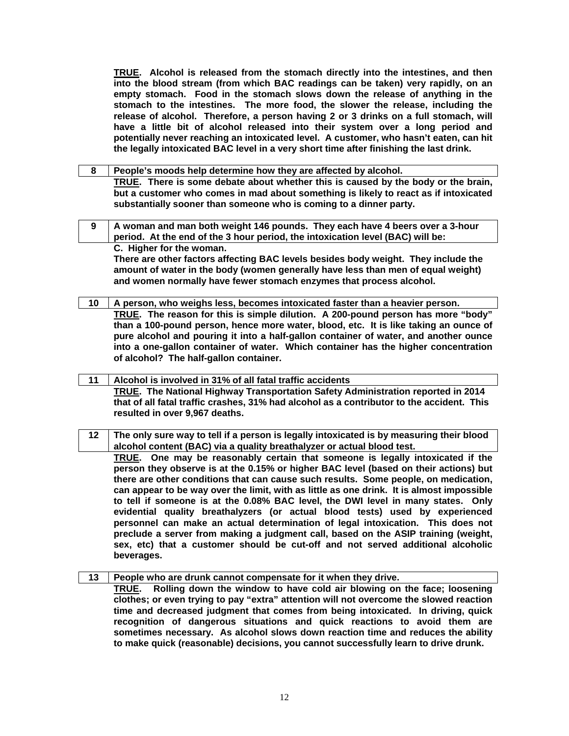**<u>TRUE</u>. Alcohol is released from the stomach directly into the intestines, and then into the blood stream (from which BAC readings can be taken) very rapidly, on an empty stomach. Food in the stomach slows down the release of anything in the stomach to the intestines. The more food, the slower the release, including the release of alcohol. Therefore, a person having 2 or 3 drinks on a full stomach, will have a little bit of alcohol released into their system over a long period and potentially never reaching an intoxicated level. A customer, who hasn't eaten, can hit the legally intoxicated BAC level in a very short time after finishing the last drink.**

| | |
|---|---|
| **8** | **People's moods help determine how they are affected by alcohol.** |

**<u>TRUE</u>. There is some debate about whether this is caused by the body or the brain, but a customer who comes in mad about something is likely to react as if intoxicated substantially sooner than someone who is coming to a dinner party.**

| | |
|---|---|
| **9** | **A woman and man both weight 146 pounds. They each have 4 beers over a 3-hour period. At the end of the 3 hour period, the intoxication level (BAC) will be:** |

**C. Higher for the woman.**
**There are other factors affecting BAC levels besides body weight. They include the amount of water in the body (women generally have less than men of equal weight) and women normally have fewer stomach enzymes that process alcohol.**

| | |
|---|---|
| **10** | **A person, who weighs less, becomes intoxicated faster than a heavier person.** |

**<u>TRUE</u>. The reason for this is simple dilution. A 200-pound person has more "body" than a 100-pound person, hence more water, blood, etc. It is like taking an ounce of pure alcohol and pouring it into a half-gallon container of water, and another ounce into a one-gallon container of water. Which container has the higher concentration of alcohol? The half-gallon container.**

| | |
|---|---|
| **11** | **Alcohol is involved in 31% of all fatal traffic accidents** |

**<u>TRUE</u>. The National Highway Transportation Safety Administration reported in 2014 that of all fatal traffic crashes, 31% had alcohol as a contributor to the accident. This resulted in over 9,967 deaths.**

| | |
|---|---|
| **12** | **The only sure way to tell if a person is legally intoxicated is by measuring their blood alcohol content (BAC) via a quality breathalyzer or actual blood test.** |

**<u>TRUE</u>. One may be reasonably certain that someone is legally intoxicated if the person they observe is at the 0.15% or higher BAC level (based on their actions) but there are other conditions that can cause such results. Some people, on medication, can appear to be way over the limit, with as little as one drink. It is almost impossible to tell if someone is at the 0.08% BAC level, the DWI level in many states. Only evidential quality breathalyzers (or actual blood tests) used by experienced personnel can make an actual determination of legal intoxication. This does not preclude a server from making a judgment call, based on the ASIP training (weight, sex, etc) that a customer should be cut-off and not served additional alcoholic beverages.**

| | |
|---|---|
| **13** | **People who are drunk cannot compensate for it when they drive.** |

**<u>TRUE</u>. Rolling down the window to have cold air blowing on the face; loosening clothes; or even trying to pay "extra" attention will not overcome the slowed reaction time and decreased judgment that comes from being intoxicated. In driving, quick recognition of dangerous situations and quick reactions to avoid them are sometimes necessary. As alcohol slows down reaction time and reduces the ability to make quick (reasonable) decisions, you cannot successfully learn to drive drunk.**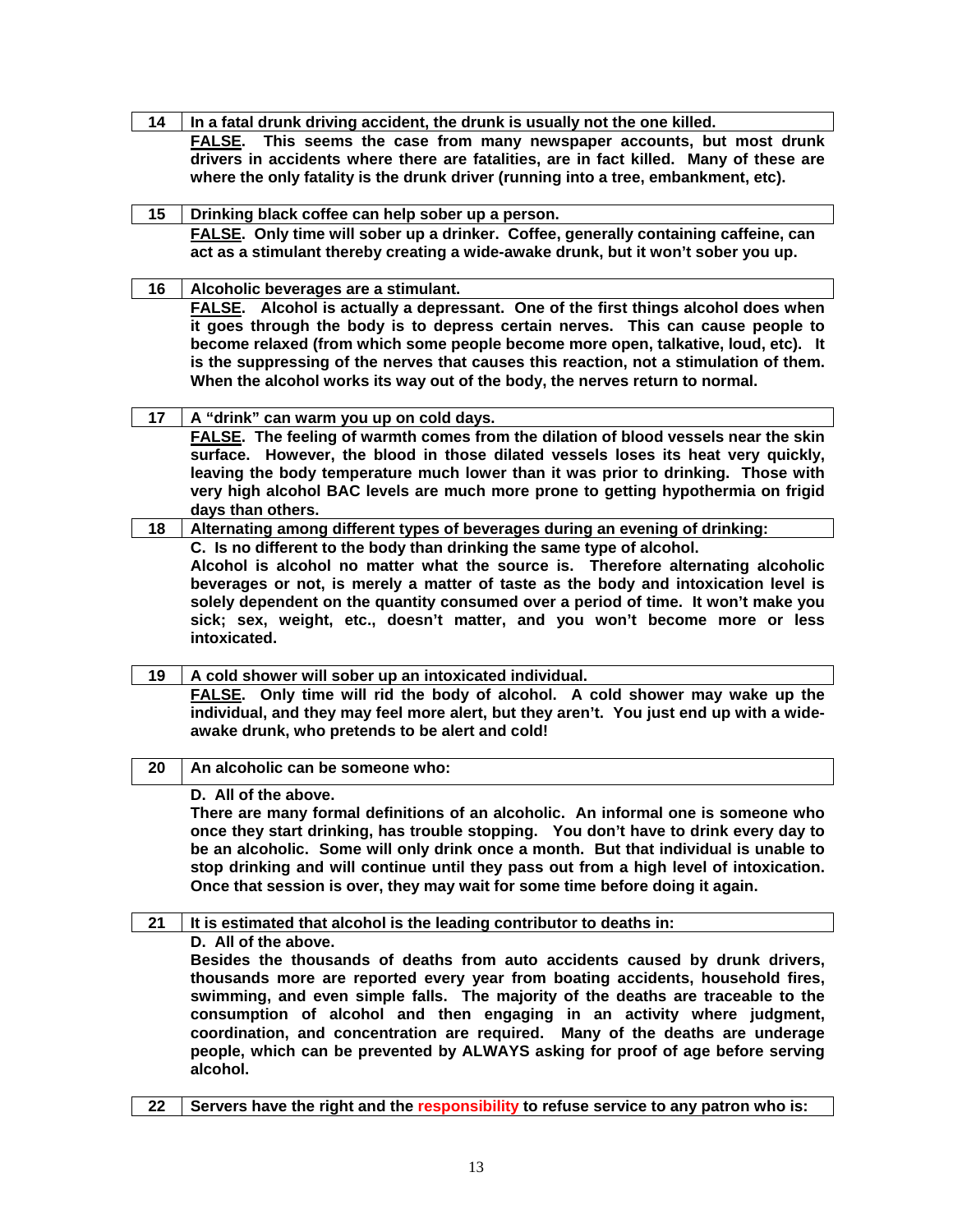**14** **In a fatal drunk driving accident, the drunk is usually not the one killed.**

**FALSE. This seems the case from many newspaper accounts, but most drunk drivers in accidents where there are fatalities, are in fact killed. Many of these are where the only fatality is the drunk driver (running into a tree, embankment, etc).**

**15** **Drinking black coffee can help sober up a person.**

**FALSE. Only time will sober up a drinker. Coffee, generally containing caffeine, can act as a stimulant thereby creating a wide-awake drunk, but it won't sober you up.**

**16** **Alcoholic beverages are a stimulant.**

**FALSE. Alcohol is actually a depressant. One of the first things alcohol does when it goes through the body is to depress certain nerves. This can cause people to become relaxed (from which some people become more open, talkative, loud, etc). It is the suppressing of the nerves that causes this reaction, not a stimulation of them. When the alcohol works its way out of the body, the nerves return to normal.**

**17** **A "drink" can warm you up on cold days.**

**FALSE. The feeling of warmth comes from the dilation of blood vessels near the skin surface. However, the blood in those dilated vessels loses its heat very quickly, leaving the body temperature much lower than it was prior to drinking. Those with very high alcohol BAC levels are much more prone to getting hypothermia on frigid days than others.**

**18** **Alternating among different types of beverages during an evening of drinking:**

**C. Is no different to the body than drinking the same type of alcohol.**
**Alcohol is alcohol no matter what the source is. Therefore alternating alcoholic beverages or not, is merely a matter of taste as the body and intoxication level is solely dependent on the quantity consumed over a period of time. It won't make you sick; sex, weight, etc., doesn't matter, and you won't become more or less intoxicated.**

**19** **A cold shower will sober up an intoxicated individual.**

**FALSE. Only time will rid the body of alcohol. A cold shower may wake up the individual, and they may feel more alert, but they aren't. You just end up with a wide-awake drunk, who pretends to be alert and cold!**

**20** **An alcoholic can be someone who:**

**D. All of the above.**
**There are many formal definitions of an alcoholic. An informal one is someone who once they start drinking, has trouble stopping. You don't have to drink every day to be an alcoholic. Some will only drink once a month. But that individual is unable to stop drinking and will continue until they pass out from a high level of intoxication. Once that session is over, they may wait for some time before doing it again.**

**21** **It is estimated that alcohol is the leading contributor to deaths in:**

**D. All of the above.**
**Besides the thousands of deaths from auto accidents caused by drunk drivers, thousands more are reported every year from boating accidents, household fires, swimming, and even simple falls. The majority of the deaths are traceable to the consumption of alcohol and then engaging in an activity where judgment, coordination, and concentration are required. Many of the deaths are underage people, which can be prevented by ALWAYS asking for proof of age before serving alcohol.**

**22** **Servers have the right and the responsibility to refuse service to any patron who is:**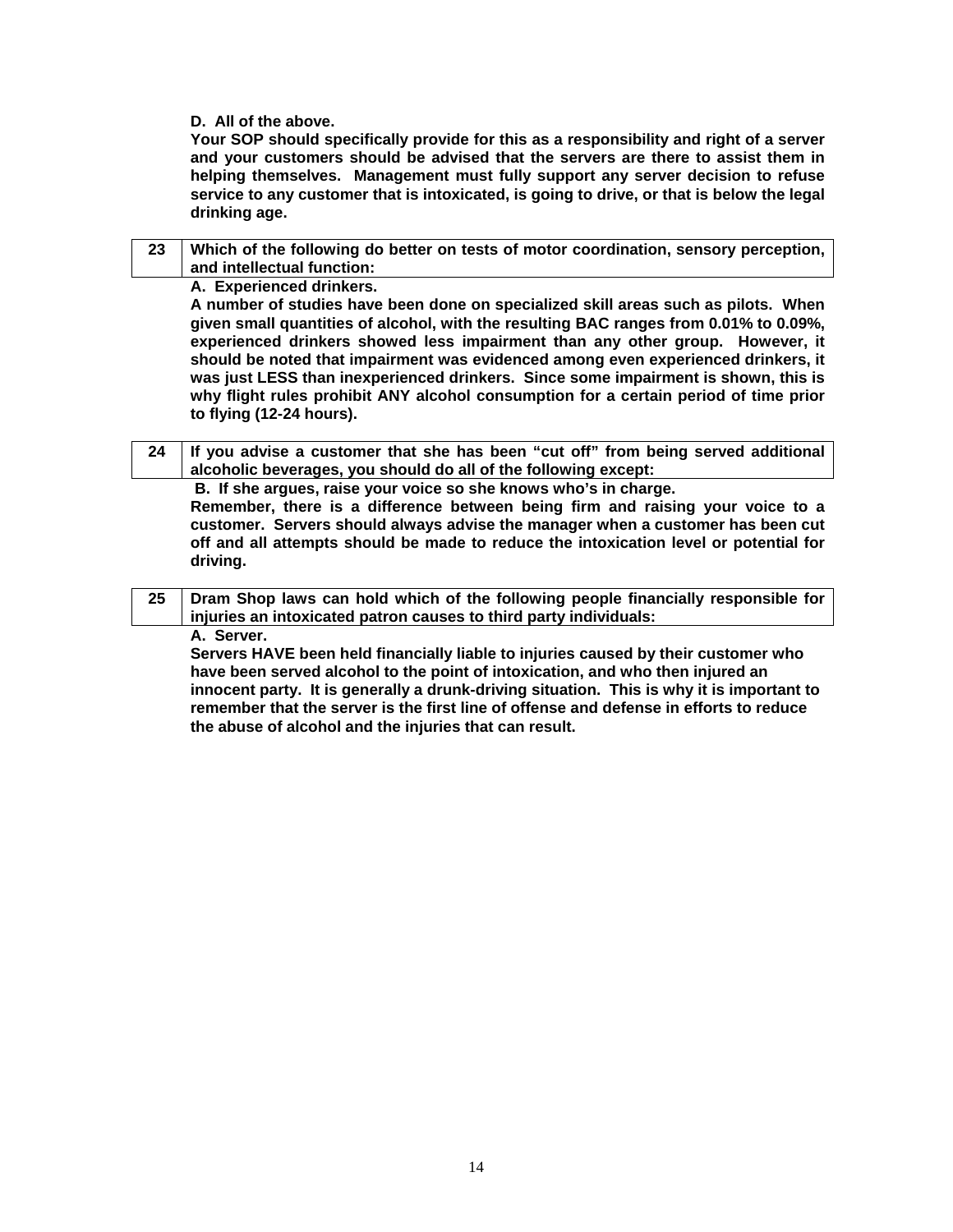**D. All of the above.**

**Your SOP should specifically provide for this as a responsibility and right of a server and your customers should be advised that the servers are there to assist them in helping themselves. Management must fully support any server decision to refuse service to any customer that is intoxicated, is going to drive, or that is below the legal drinking age.**

| | |
|---|---|
| **23** | **Which of the following do better on tests of motor coordination, sensory perception, and intellectual function:** |

**A. Experienced drinkers.**

**A number of studies have been done on specialized skill areas such as pilots. When given small quantities of alcohol, with the resulting BAC ranges from 0.01% to 0.09%, experienced drinkers showed less impairment than any other group. However, it should be noted that impairment was evidenced among even experienced drinkers, it was just LESS than inexperienced drinkers. Since some impairment is shown, this is why flight rules prohibit ANY alcohol consumption for a certain period of time prior to flying (12-24 hours).**

| | |
|---|---|
| **24** | **If you advise a customer that she has been "cut off" from being served additional alcoholic beverages, you should do all of the following except:** |

**B. If she argues, raise your voice so she knows who's in charge.**

**Remember, there is a difference between being firm and raising your voice to a customer. Servers should always advise the manager when a customer has been cut off and all attempts should be made to reduce the intoxication level or potential for driving.**

| | |
|---|---|
| **25** | **Dram Shop laws can hold which of the following people financially responsible for injuries an intoxicated patron causes to third party individuals:** |

**A. Server.**

**Servers HAVE been held financially liable to injuries caused by their customer who have been served alcohol to the point of intoxication, and who then injured an innocent party. It is generally a drunk-driving situation. This is why it is important to remember that the server is the first line of offense and defense in efforts to reduce the abuse of alcohol and the injuries that can result.**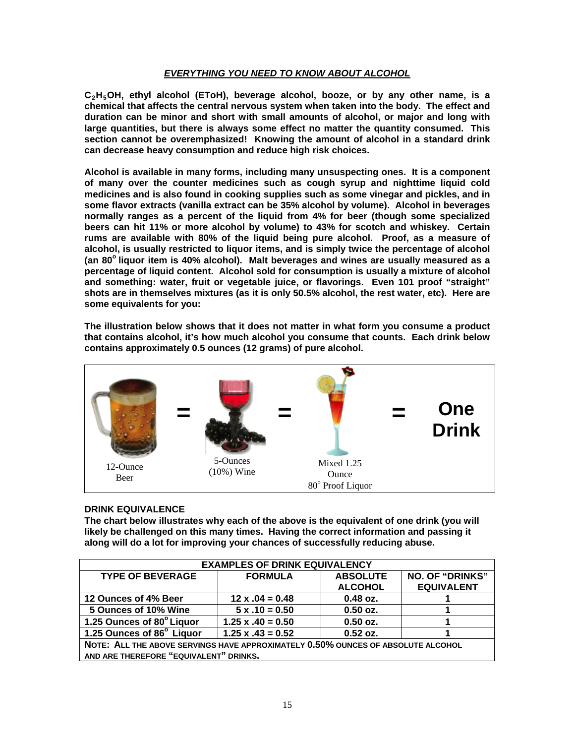## *EVERYTHING YOU NEED TO KNOW ABOUT ALCOHOL*

**$C_2H_5OH$, ethyl alcohol (EToH), beverage alcohol, booze, or by any other name, is a chemical that affects the central nervous system when taken into the body. The effect and duration can be minor and short with small amounts of alcohol, or major and long with large quantities, but there is always some effect no matter the quantity consumed. This section cannot be overemphasized! Knowing the amount of alcohol in a standard drink can decrease heavy consumption and reduce high risk choices.**

**Alcohol is available in many forms, including many unsuspecting ones. It is a component of many over the counter medicines such as cough syrup and nighttime liquid cold medicines and is also found in cooking supplies such as some vinegar and pickles, and in some flavor extracts (vanilla extract can be 35% alcohol by volume). Alcohol in beverages normally ranges as a percent of the liquid from 4% for beer (though some specialized beers can hit 11% or more alcohol by volume) to 43% for scotch and whiskey. Certain rums are available with 80% of the liquid being pure alcohol. Proof, as a measure of alcohol, is usually restricted to liquor items, and is simply twice the percentage of alcohol (an 80° liquor item is 40% alcohol). Malt beverages and wines are usually measured as a percentage of liquid content. Alcohol sold for consumption is usually a mixture of alcohol and something: water, fruit or vegetable juice, or flavorings. Even 101 proof "straight" shots are in themselves mixtures (as it is only 50.5% alcohol, the rest water, etc). Here are some equivalents for you:**

**The illustration below shows that it does not matter in what form you consume a product that contains alcohol, it's how much alcohol you consume that counts. Each drink below contains approximately 0.5 ounces (12 grams) of pure alcohol.**

12-Ounce Beer = 5-Ounces (10%) Wine = Mixed 1.25 Ounce 80° Proof Liquor = **One Drink**

**DRINK EQUIVALENCE**

**The chart below illustrates why each of the above is the equivalent of one drink (you will likely be challenged on this many times. Having the correct information and passing it along will do a lot for improving your chances of successfully reducing abuse.**

| EXAMPLES OF DRINK EQUIVALENCY | | | |
|---|---|---|---|
| **TYPE OF BEVERAGE** | **FORMULA** | **ABSOLUTE ALCOHOL** | **NO. OF "DRINKS" EQUIVALENT** |
| **12 Ounces of 4% Beer** | **12 x .04 = 0.48** | **0.48 oz.** | **1** |
| **5 Ounces of 10% Wine** | **5 x .10 = 0.50** | **0.50 oz.** | **1** |
| **1.25 Ounces of 80° Liquor** | **1.25 x .40 = 0.50** | **0.50 oz.** | **1** |
| **1.25 Ounces of 86° Liquor** | **1.25 x .43 = 0.52** | **0.52 oz.** | **1** |
| **NOTE: ALL THE ABOVE SERVINGS HAVE APPROXIMATELY 0.50% OUNCES OF ABSOLUTE ALCOHOL AND ARE THEREFORE "EQUIVALENT" DRINKS.** | | | |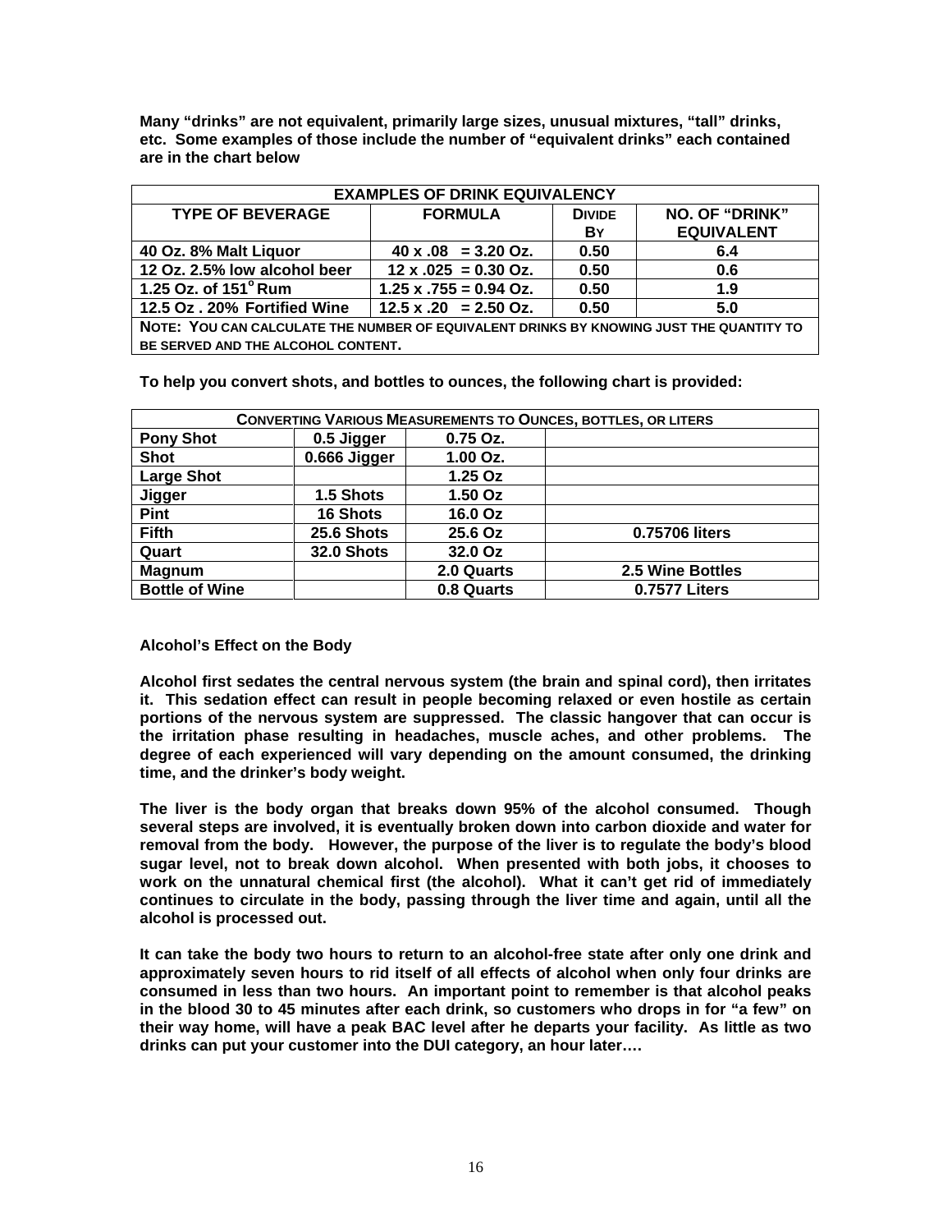**Many "drinks" are not equivalent, primarily large sizes, unusual mixtures, "tall" drinks, etc. Some examples of those include the number of "equivalent drinks" each contained are in the chart below**

| EXAMPLES OF DRINK EQUIVALENCY | | | |
|---|---|---|---|
| **TYPE OF BEVERAGE** | **FORMULA** | **DIVIDE BY** | **NO. OF "DRINK" EQUIVALENT** |
| 40 Oz. 8% Malt Liquor | 40 x .08 = 3.20 Oz. | 0.50 | 6.4 |
| 12 Oz. 2.5% low alcohol beer | 12 x .025 = 0.30 Oz. | 0.50 | 0.6 |
| 1.25 Oz. of 151° Rum | 1.25 x .755 = 0.94 Oz. | 0.50 | 1.9 |
| 12.5 Oz . 20% Fortified Wine | 12.5 x .20 = 2.50 Oz. | 0.50 | 5.0 |
| NOTE: YOU CAN CALCULATE THE NUMBER OF EQUIVALENT DRINKS BY KNOWING JUST THE QUANTITY TO BE SERVED AND THE ALCOHOL CONTENT. | | | |

**To help you convert shots, and bottles to ounces, the following chart is provided:**

| CONVERTING VARIOUS MEASUREMENTS TO OUNCES, BOTTLES, OR LITERS | | | |
|---|---|---|---|
| Pony Shot | 0.5 Jigger | 0.75 Oz. | |
| Shot | 0.666 Jigger | 1.00 Oz. | |
| Large Shot | | 1.25 Oz | |
| Jigger | 1.5 Shots | 1.50 Oz | |
| Pint | 16 Shots | 16.0 Oz | |
| Fifth | 25.6 Shots | 25.6 Oz | 0.75706 liters |
| Quart | 32.0 Shots | 32.0 Oz | |
| Magnum | | 2.0 Quarts | 2.5 Wine Bottles |
| Bottle of Wine | | 0.8 Quarts | 0.7577 Liters |

### Alcohol's Effect on the Body

**Alcohol first sedates the central nervous system (the brain and spinal cord), then irritates it. This sedation effect can result in people becoming relaxed or even hostile as certain portions of the nervous system are suppressed. The classic hangover that can occur is the irritation phase resulting in headaches, muscle aches, and other problems. The degree of each experienced will vary depending on the amount consumed, the drinking time, and the drinker's body weight.**

**The liver is the body organ that breaks down 95% of the alcohol consumed. Though several steps are involved, it is eventually broken down into carbon dioxide and water for removal from the body. However, the purpose of the liver is to regulate the body's blood sugar level, not to break down alcohol. When presented with both jobs, it chooses to work on the unnatural chemical first (the alcohol). What it can't get rid of immediately continues to circulate in the body, passing through the liver time and again, until all the alcohol is processed out.**

**It can take the body two hours to return to an alcohol-free state after only one drink and approximately seven hours to rid itself of all effects of alcohol when only four drinks are consumed in less than two hours. An important point to remember is that alcohol peaks in the blood 30 to 45 minutes after each drink, so customers who drops in for "a few" on their way home, will have a peak BAC level after he departs your facility. As little as two drinks can put your customer into the DUI category, an hour later….**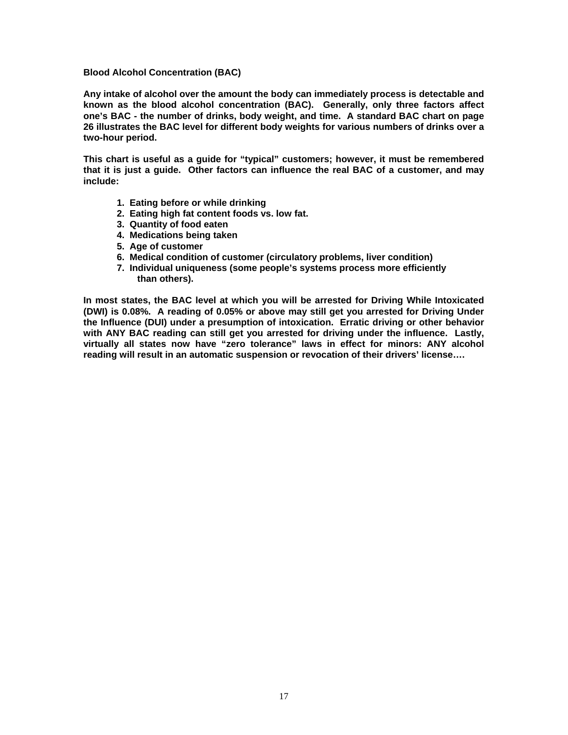**Blood Alcohol Concentration (BAC)**

**Any intake of alcohol over the amount the body can immediately process is detectable and known as the blood alcohol concentration (BAC). Generally, only three factors affect one's BAC - the number of drinks, body weight, and time. A standard BAC chart on page 26 illustrates the BAC level for different body weights for various numbers of drinks over a two-hour period.**

**This chart is useful as a guide for "typical" customers; however, it must be remembered that it is just a guide. Other factors can influence the real BAC of a customer, and may include:**

1. **Eating before or while drinking**
2. **Eating high fat content foods vs. low fat.**
3. **Quantity of food eaten**
4. **Medications being taken**
5. **Age of customer**
6. **Medical condition of customer (circulatory problems, liver condition)**
7. **Individual uniqueness (some people's systems process more efficiently than others).**

**In most states, the BAC level at which you will be arrested for Driving While Intoxicated (DWI) is 0.08%. A reading of 0.05% or above may still get you arrested for Driving Under the Influence (DUI) under a presumption of intoxication. Erratic driving or other behavior with ANY BAC reading can still get you arrested for driving under the influence. Lastly, virtually all states now have "zero tolerance" laws in effect for minors: ANY alcohol reading will result in an automatic suspension or revocation of their drivers' license….**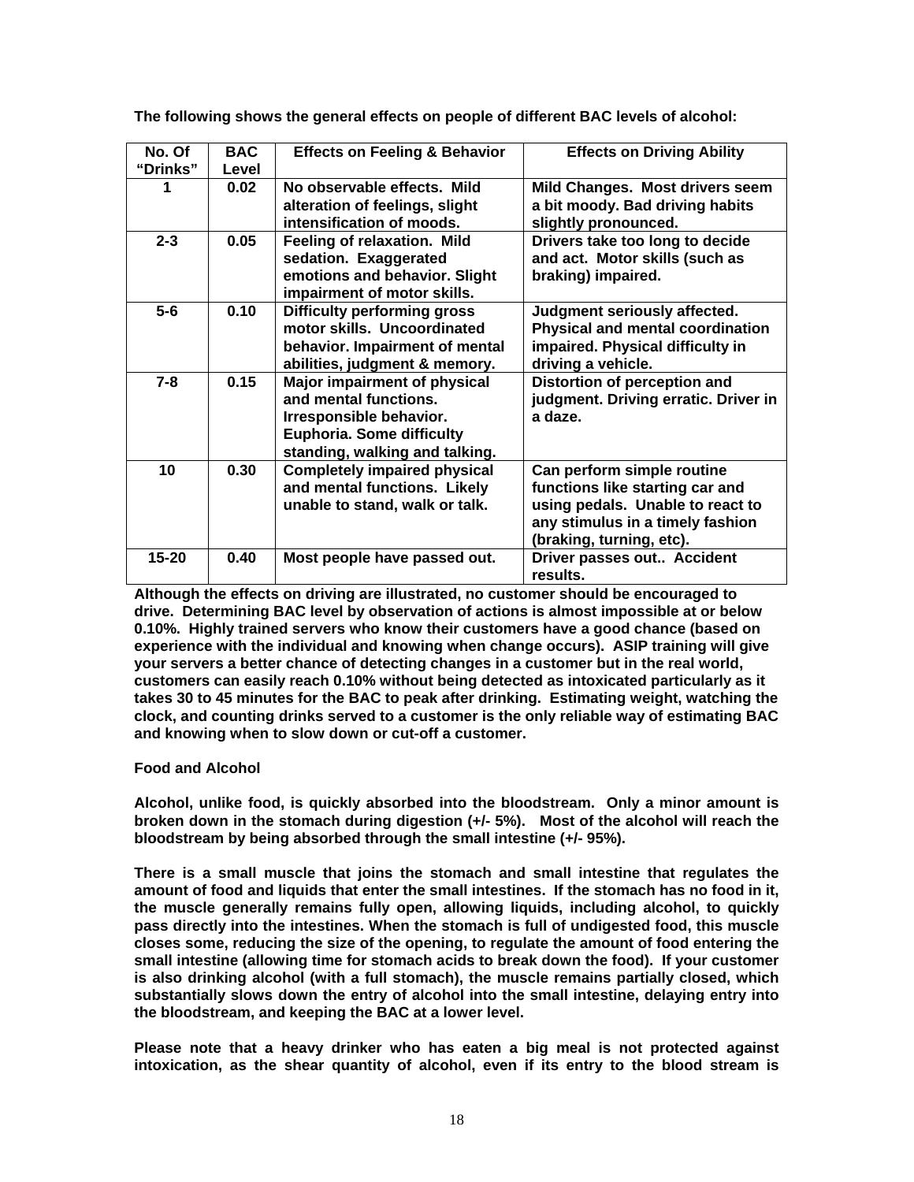**The following shows the general effects on people of different BAC levels of alcohol:**

| No. Of "Drinks" | BAC Level | Effects on Feeling & Behavior | Effects on Driving Ability |
|---|---|---|---|
| 1 | 0.02 | No observable effects. Mild alteration of feelings, slight intensification of moods. | Mild Changes. Most drivers seem a bit moody. Bad driving habits slightly pronounced. |
| 2-3 | 0.05 | Feeling of relaxation. Mild sedation. Exaggerated emotions and behavior. Slight impairment of motor skills. | Drivers take too long to decide and act. Motor skills (such as braking) impaired. |
| 5-6 | 0.10 | Difficulty performing gross motor skills. Uncoordinated behavior. Impairment of mental abilities, judgment & memory. | Judgment seriously affected. Physical and mental coordination impaired. Physical difficulty in driving a vehicle. |
| 7-8 | 0.15 | Major impairment of physical and mental functions. Irresponsible behavior. Euphoria. Some difficulty standing, walking and talking. | Distortion of perception and judgment. Driving erratic. Driver in a daze. |
| 10 | 0.30 | Completely impaired physical and mental functions. Likely unable to stand, walk or talk. | Can perform simple routine functions like starting car and using pedals. Unable to react to any stimulus in a timely fashion (braking, turning, etc). |
| 15-20 | 0.40 | Most people have passed out. | Driver passes out.. Accident results. |

**Although the effects on driving are illustrated, no customer should be encouraged to drive. Determining BAC level by observation of actions is almost impossible at or below 0.10%. Highly trained servers who know their customers have a good chance (based on experience with the individual and knowing when change occurs). ASIP training will give your servers a better chance of detecting changes in a customer but in the real world, customers can easily reach 0.10% without being detected as intoxicated particularly as it takes 30 to 45 minutes for the BAC to peak after drinking. Estimating weight, watching the clock, and counting drinks served to a customer is the only reliable way of estimating BAC and knowing when to slow down or cut-off a customer.**

**Food and Alcohol**

**Alcohol, unlike food, is quickly absorbed into the bloodstream. Only a minor amount is broken down in the stomach during digestion (+/- 5%). Most of the alcohol will reach the bloodstream by being absorbed through the small intestine (+/- 95%).**

**There is a small muscle that joins the stomach and small intestine that regulates the amount of food and liquids that enter the small intestines. If the stomach has no food in it, the muscle generally remains fully open, allowing liquids, including alcohol, to quickly pass directly into the intestines. When the stomach is full of undigested food, this muscle closes some, reducing the size of the opening, to regulate the amount of food entering the small intestine (allowing time for stomach acids to break down the food). If your customer is also drinking alcohol (with a full stomach), the muscle remains partially closed, which substantially slows down the entry of alcohol into the small intestine, delaying entry into the bloodstream, and keeping the BAC at a lower level.**

**Please note that a heavy drinker who has eaten a big meal is not protected against intoxication, as the shear quantity of alcohol, even if its entry to the blood stream is**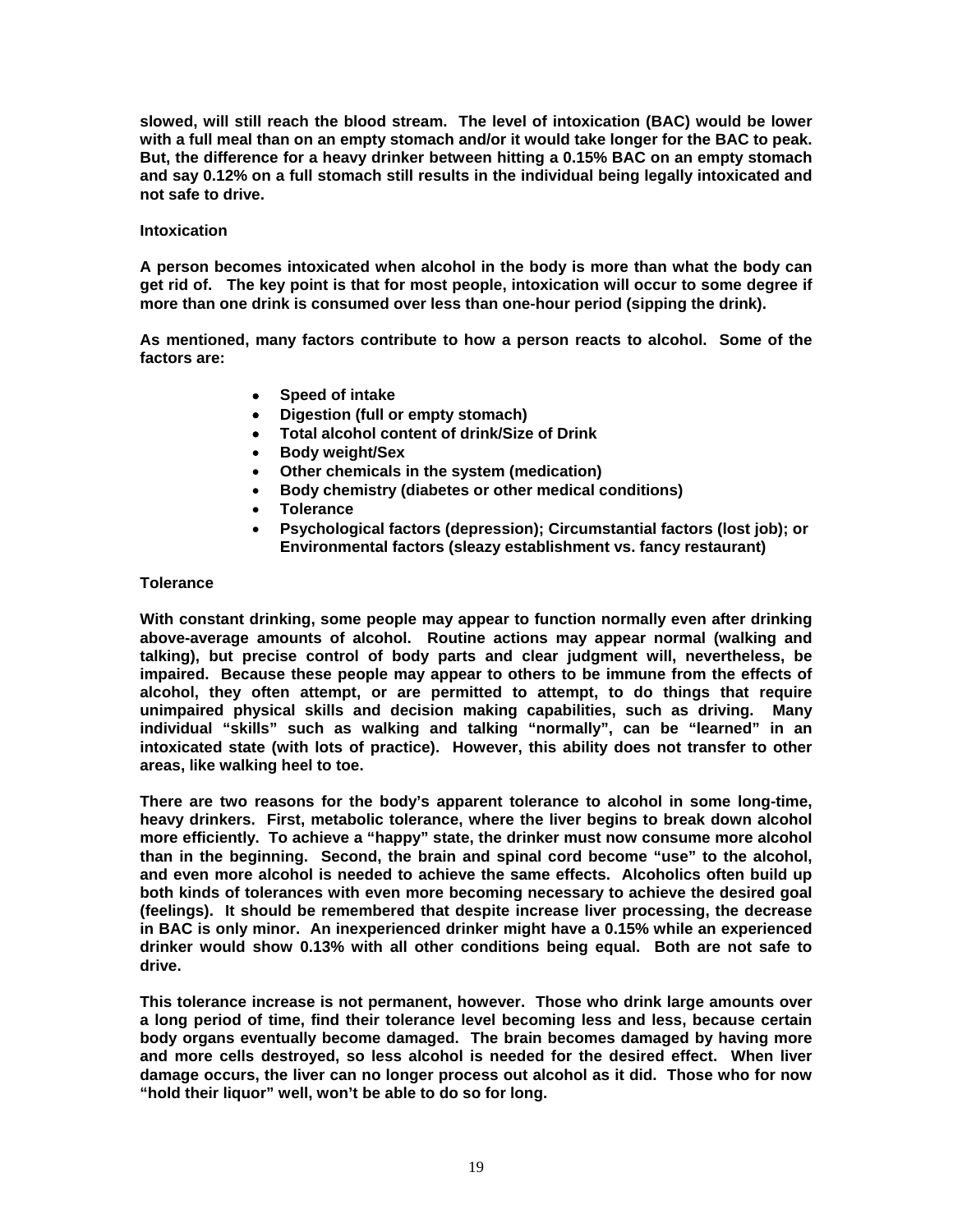**slowed, will still reach the blood stream. The level of intoxication (BAC) would be lower with a full meal than on an empty stomach and/or it would take longer for the BAC to peak. But, the difference for a heavy drinker between hitting a 0.15% BAC on an empty stomach and say 0.12% on a full stomach still results in the individual being legally intoxicated and not safe to drive.**

**Intoxication**

**A person becomes intoxicated when alcohol in the body is more than what the body can get rid of. The key point is that for most people, intoxication will occur to some degree if more than one drink is consumed over less than one-hour period (sipping the drink).**

**As mentioned, many factors contribute to how a person reacts to alcohol. Some of the factors are:**

- **Speed of intake**
- **Digestion (full or empty stomach)**
- **Total alcohol content of drink/Size of Drink**
- **Body weight/Sex**
- **Other chemicals in the system (medication)**
- **Body chemistry (diabetes or other medical conditions)**
- **Tolerance**
- **Psychological factors (depression); Circumstantial factors (lost job); or Environmental factors (sleazy establishment vs. fancy restaurant)**

**Tolerance**

**With constant drinking, some people may appear to function normally even after drinking above-average amounts of alcohol. Routine actions may appear normal (walking and talking), but precise control of body parts and clear judgment will, nevertheless, be impaired. Because these people may appear to others to be immune from the effects of alcohol, they often attempt, or are permitted to attempt, to do things that require unimpaired physical skills and decision making capabilities, such as driving. Many individual "skills" such as walking and talking "normally", can be "learned" in an intoxicated state (with lots of practice). However, this ability does not transfer to other areas, like walking heel to toe.**

**There are two reasons for the body's apparent tolerance to alcohol in some long-time, heavy drinkers. First, metabolic tolerance, where the liver begins to break down alcohol more efficiently. To achieve a "happy" state, the drinker must now consume more alcohol than in the beginning. Second, the brain and spinal cord become "use" to the alcohol, and even more alcohol is needed to achieve the same effects. Alcoholics often build up both kinds of tolerances with even more becoming necessary to achieve the desired goal (feelings). It should be remembered that despite increase liver processing, the decrease in BAC is only minor. An inexperienced drinker might have a 0.15% while an experienced drinker would show 0.13% with all other conditions being equal. Both are not safe to drive.**

**This tolerance increase is not permanent, however. Those who drink large amounts over a long period of time, find their tolerance level becoming less and less, because certain body organs eventually become damaged. The brain becomes damaged by having more and more cells destroyed, so less alcohol is needed for the desired effect. When liver damage occurs, the liver can no longer process out alcohol as it did. Those who for now "hold their liquor" well, won't be able to do so for long.**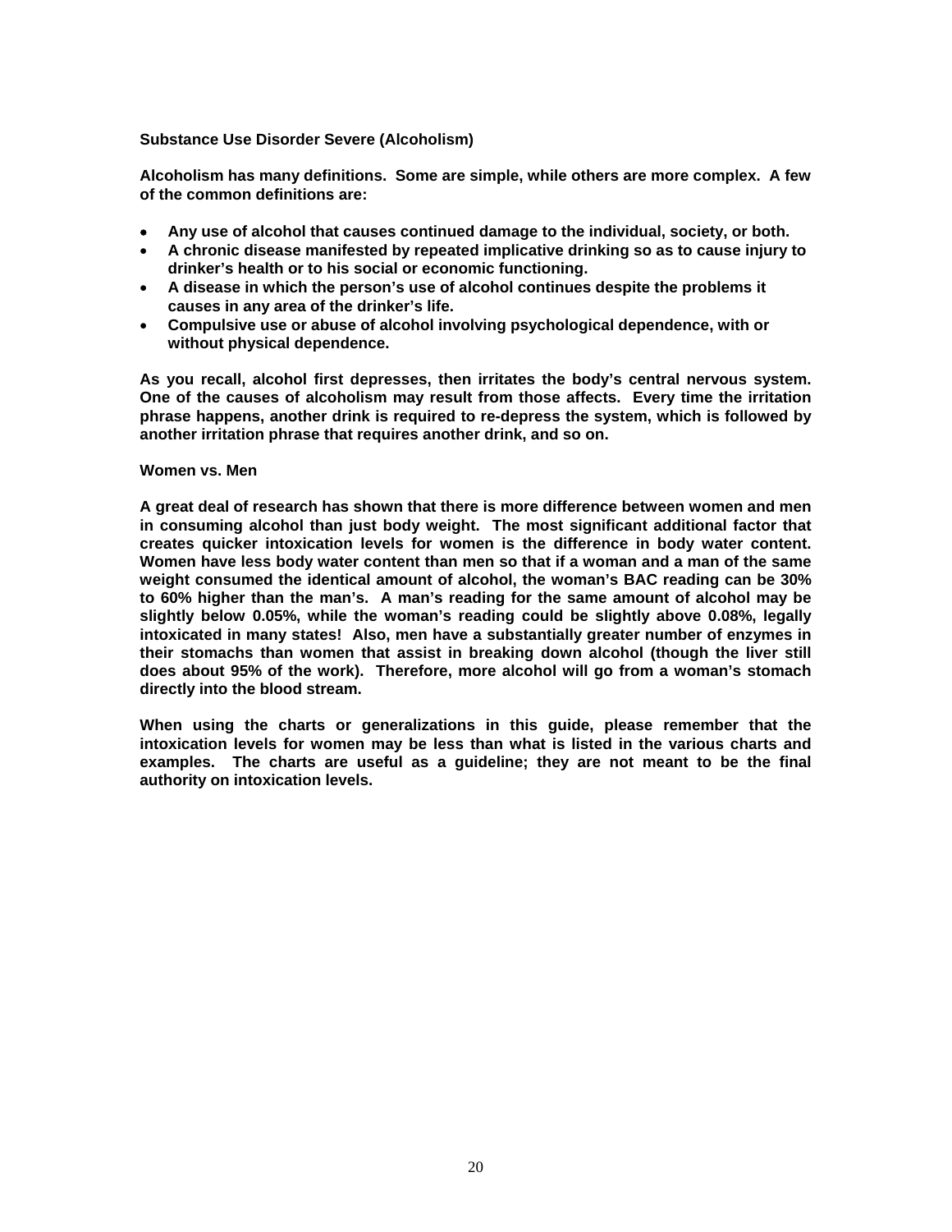**Substance Use Disorder Severe (Alcoholism)**

**Alcoholism has many definitions. Some are simple, while others are more complex. A few of the common definitions are:**

- **Any use of alcohol that causes continued damage to the individual, society, or both.**
- **A chronic disease manifested by repeated implicative drinking so as to cause injury to drinker's health or to his social or economic functioning.**
- **A disease in which the person's use of alcohol continues despite the problems it causes in any area of the drinker's life.**
- **Compulsive use or abuse of alcohol involving psychological dependence, with or without physical dependence.**

**As you recall, alcohol first depresses, then irritates the body's central nervous system. One of the causes of alcoholism may result from those affects. Every time the irritation phrase happens, another drink is required to re-depress the system, which is followed by another irritation phrase that requires another drink, and so on.**

**Women vs. Men**

**A great deal of research has shown that there is more difference between women and men in consuming alcohol than just body weight. The most significant additional factor that creates quicker intoxication levels for women is the difference in body water content. Women have less body water content than men so that if a woman and a man of the same weight consumed the identical amount of alcohol, the woman's BAC reading can be 30% to 60% higher than the man's. A man's reading for the same amount of alcohol may be slightly below 0.05%, while the woman's reading could be slightly above 0.08%, legally intoxicated in many states! Also, men have a substantially greater number of enzymes in their stomachs than women that assist in breaking down alcohol (though the liver still does about 95% of the work). Therefore, more alcohol will go from a woman's stomach directly into the blood stream.**

**When using the charts or generalizations in this guide, please remember that the intoxication levels for women may be less than what is listed in the various charts and examples. The charts are useful as a guideline; they are not meant to be the final authority on intoxication levels.**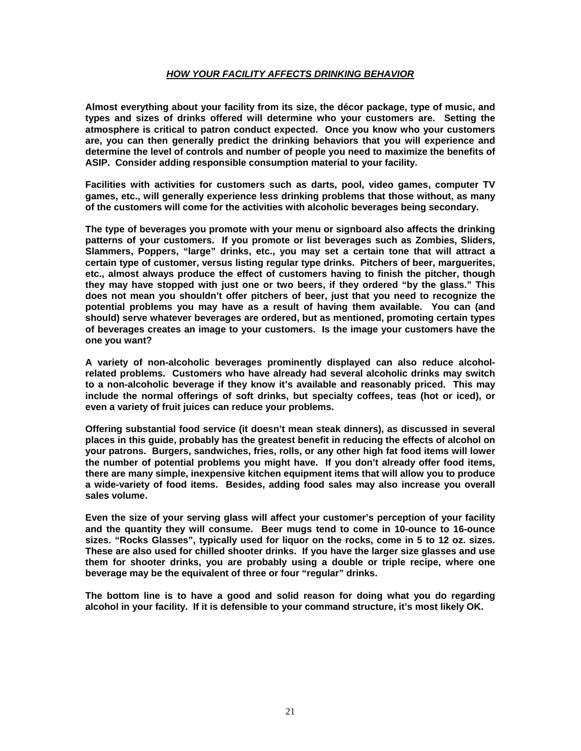## ***HOW YOUR FACILITY AFFECTS DRINKING BEHAVIOR***

**Almost everything about your facility from its size, the décor package, type of music, and types and sizes of drinks offered will determine who your customers are. Setting the atmosphere is critical to patron conduct expected. Once you know who your customers are, you can then generally predict the drinking behaviors that you will experience and determine the level of controls and number of people you need to maximize the benefits of ASIP. Consider adding responsible consumption material to your facility.**

**Facilities with activities for customers such as darts, pool, video games, computer TV games, etc., will generally experience less drinking problems that those without, as many of the customers will come for the activities with alcoholic beverages being secondary.**

**The type of beverages you promote with your menu or signboard also affects the drinking patterns of your customers. If you promote or list beverages such as Zombies, Sliders, Slammers, Poppers, "large" drinks, etc., you may set a certain tone that will attract a certain type of customer, versus listing regular type drinks. Pitchers of beer, marguerites, etc., almost always produce the effect of customers having to finish the pitcher, though they may have stopped with just one or two beers, if they ordered "by the glass." This does not mean you shouldn't offer pitchers of beer, just that you need to recognize the potential problems you may have as a result of having them available. You can (and should) serve whatever beverages are ordered, but as mentioned, promoting certain types of beverages creates an image to your customers. Is the image your customers have the one you want?**

**A variety of non-alcoholic beverages prominently displayed can also reduce alcohol-related problems. Customers who have already had several alcoholic drinks may switch to a non-alcoholic beverage if they know it's available and reasonably priced. This may include the normal offerings of soft drinks, but specialty coffees, teas (hot or iced), or even a variety of fruit juices can reduce your problems.**

**Offering substantial food service (it doesn't mean steak dinners), as discussed in several places in this guide, probably has the greatest benefit in reducing the effects of alcohol on your patrons. Burgers, sandwiches, fries, rolls, or any other high fat food items will lower the number of potential problems you might have. If you don't already offer food items, there are many simple, inexpensive kitchen equipment items that will allow you to produce a wide-variety of food items. Besides, adding food sales may also increase you overall sales volume.**

**Even the size of your serving glass will affect your customer's perception of your facility and the quantity they will consume. Beer mugs tend to come in 10-ounce to 16-ounce sizes. "Rocks Glasses", typically used for liquor on the rocks, come in 5 to 12 oz. sizes. These are also used for chilled shooter drinks. If you have the larger size glasses and use them for shooter drinks, you are probably using a double or triple recipe, where one beverage may be the equivalent of three or four "regular" drinks.**

**The bottom line is to have a good and solid reason for doing what you do regarding alcohol in your facility. If it is defensible to your command structure, it's most likely OK.**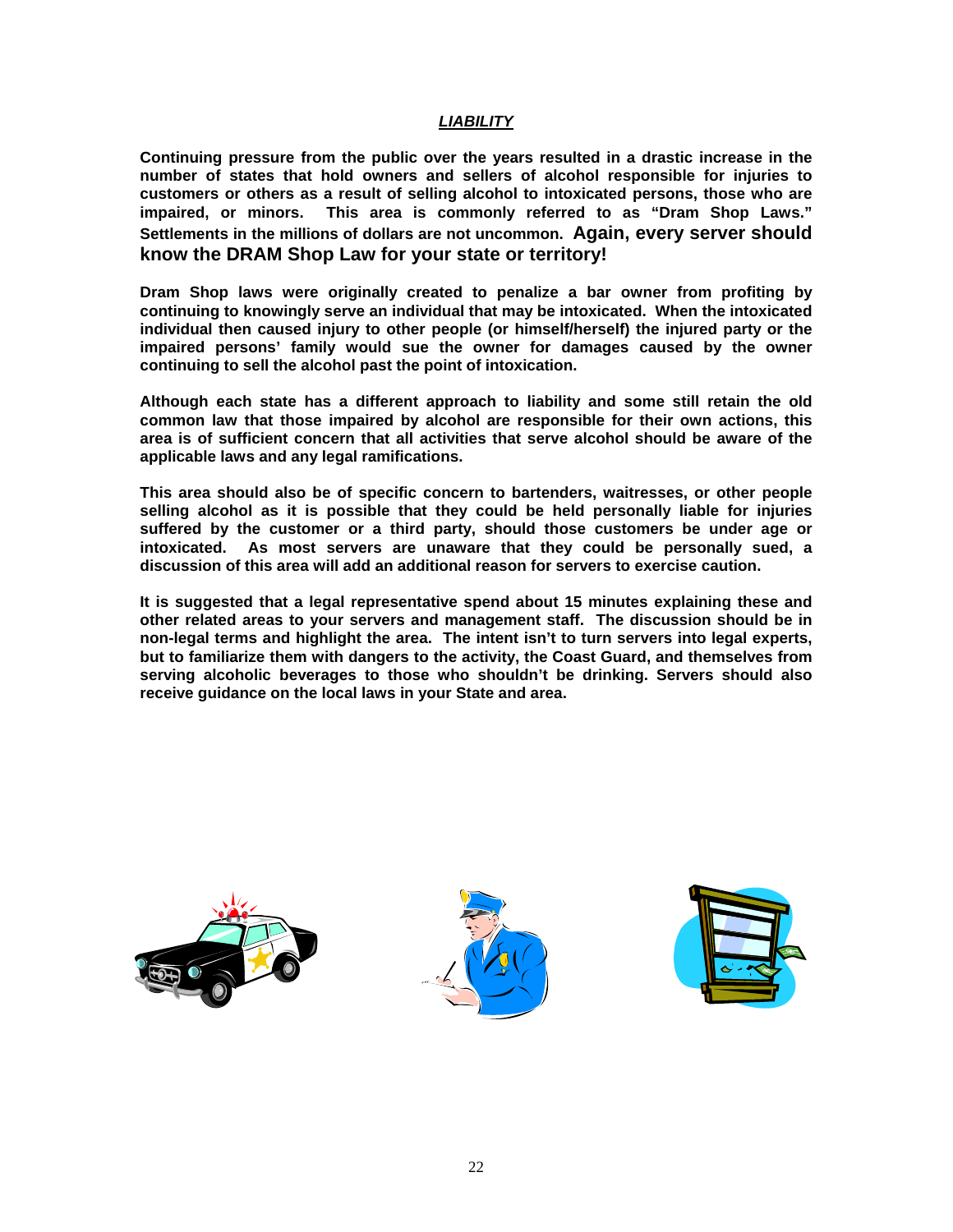## ***LIABILITY***

**Continuing pressure from the public over the years resulted in a drastic increase in the number of states that hold owners and sellers of alcohol responsible for injuries to customers or others as a result of selling alcohol to intoxicated persons, those who are impaired, or minors. This area is commonly referred to as "Dram Shop Laws." Settlements in the millions of dollars are not uncommon. Again, every server should know the DRAM Shop Law for your state or territory!**

**Dram Shop laws were originally created to penalize a bar owner from profiting by continuing to knowingly serve an individual that may be intoxicated. When the intoxicated individual then caused injury to other people (or himself/herself) the injured party or the impaired persons' family would sue the owner for damages caused by the owner continuing to sell the alcohol past the point of intoxication.**

**Although each state has a different approach to liability and some still retain the old common law that those impaired by alcohol are responsible for their own actions, this area is of sufficient concern that all activities that serve alcohol should be aware of the applicable laws and any legal ramifications.**

**This area should also be of specific concern to bartenders, waitresses, or other people selling alcohol as it is possible that they could be held personally liable for injuries suffered by the customer or a third party, should those customers be under age or intoxicated. As most servers are unaware that they could be personally sued, a discussion of this area will add an additional reason for servers to exercise caution.**

**It is suggested that a legal representative spend about 15 minutes explaining these and other related areas to your servers and management staff. The discussion should be in non-legal terms and highlight the area. The intent isn't to turn servers into legal experts, but to familiarize them with dangers to the activity, the Coast Guard, and themselves from serving alcoholic beverages to those who shouldn't be drinking. Servers should also receive guidance on the local laws in your State and area.**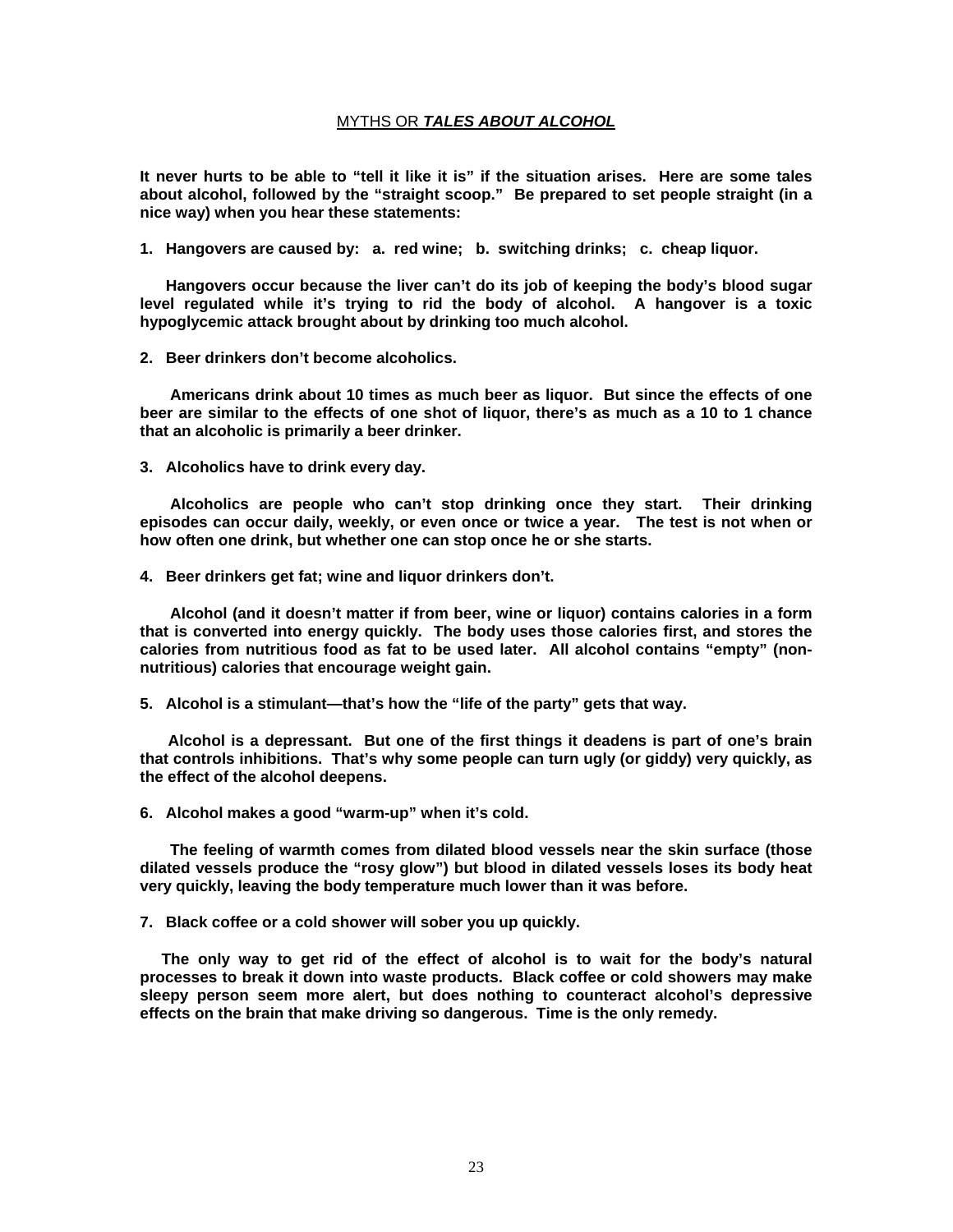## MYTHS OR ***TALES ABOUT ALCOHOL***

**It never hurts to be able to "tell it like it is" if the situation arises. Here are some tales about alcohol, followed by the "straight scoop." Be prepared to set people straight (in a nice way) when you hear these statements:**

**1. Hangovers are caused by: a. red wine; b. switching drinks; c. cheap liquor.**

**Hangovers occur because the liver can't do its job of keeping the body's blood sugar level regulated while it's trying to rid the body of alcohol. A hangover is a toxic hypoglycemic attack brought about by drinking too much alcohol.**

**2. Beer drinkers don't become alcoholics.**

**Americans drink about 10 times as much beer as liquor. But since the effects of one beer are similar to the effects of one shot of liquor, there's as much as a 10 to 1 chance that an alcoholic is primarily a beer drinker.**

**3. Alcoholics have to drink every day.**

**Alcoholics are people who can't stop drinking once they start. Their drinking episodes can occur daily, weekly, or even once or twice a year. The test is not when or how often one drink, but whether one can stop once he or she starts.**

**4. Beer drinkers get fat; wine and liquor drinkers don't.**

**Alcohol (and it doesn't matter if from beer, wine or liquor) contains calories in a form that is converted into energy quickly. The body uses those calories first, and stores the calories from nutritious food as fat to be used later. All alcohol contains "empty" (non-nutritious) calories that encourage weight gain.**

**5. Alcohol is a stimulant—that's how the "life of the party" gets that way.**

**Alcohol is a depressant. But one of the first things it deadens is part of one's brain that controls inhibitions. That's why some people can turn ugly (or giddy) very quickly, as the effect of the alcohol deepens.**

**6. Alcohol makes a good "warm-up" when it's cold.**

**The feeling of warmth comes from dilated blood vessels near the skin surface (those dilated vessels produce the "rosy glow") but blood in dilated vessels loses its body heat very quickly, leaving the body temperature much lower than it was before.**

**7. Black coffee or a cold shower will sober you up quickly.**

**The only way to get rid of the effect of alcohol is to wait for the body's natural processes to break it down into waste products. Black coffee or cold showers may make sleepy person seem more alert, but does nothing to counteract alcohol's depressive effects on the brain that make driving so dangerous. Time is the only remedy.**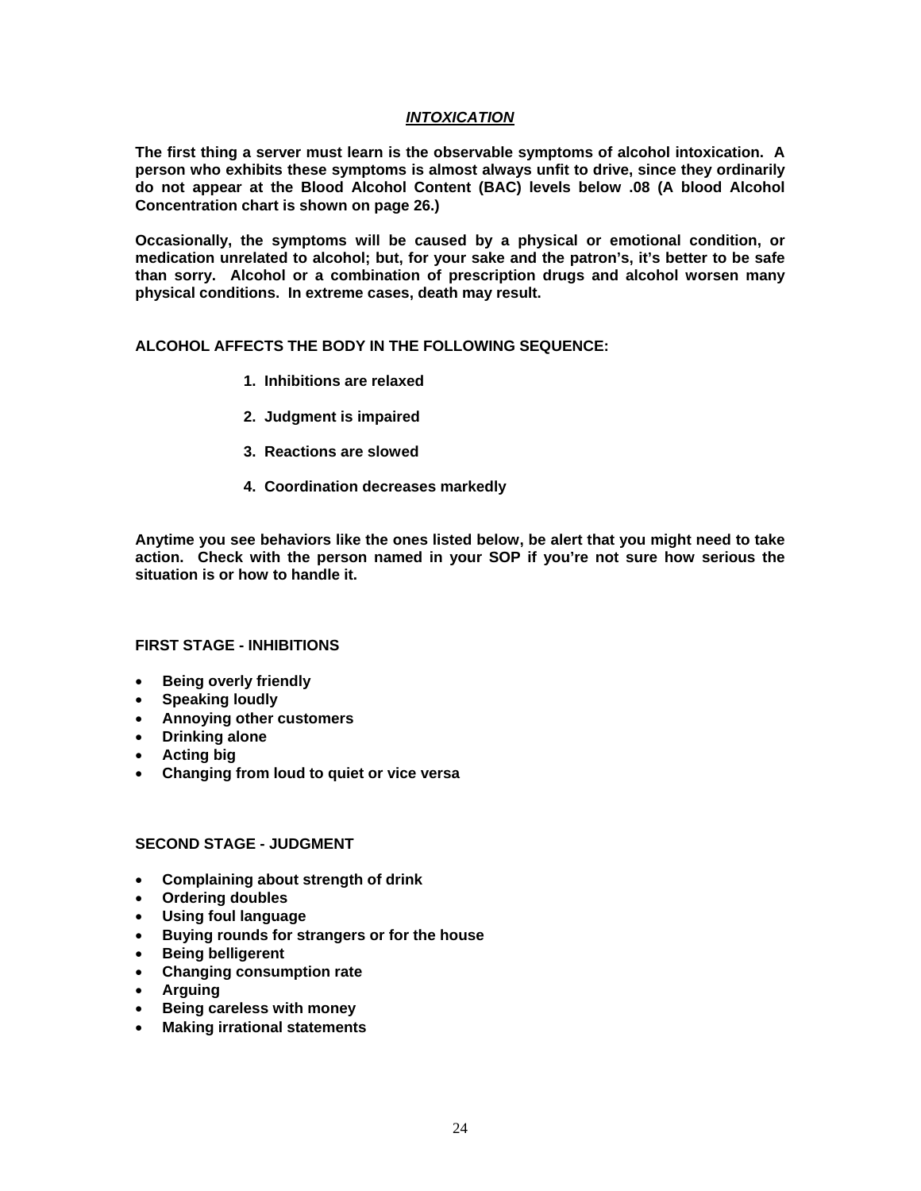## ***INTOXICATION***

**The first thing a server must learn is the observable symptoms of alcohol intoxication. A person who exhibits these symptoms is almost always unfit to drive, since they ordinarily do not appear at the Blood Alcohol Content (BAC) levels below .08 (A blood Alcohol Concentration chart is shown on page 26.)**

**Occasionally, the symptoms will be caused by a physical or emotional condition, or medication unrelated to alcohol; but, for your sake and the patron's, it's better to be safe than sorry. Alcohol or a combination of prescription drugs and alcohol worsen many physical conditions. In extreme cases, death may result.**

**ALCOHOL AFFECTS THE BODY IN THE FOLLOWING SEQUENCE:**

1. **Inhibitions are relaxed**
2. **Judgment is impaired**
3. **Reactions are slowed**
4. **Coordination decreases markedly**

**Anytime you see behaviors like the ones listed below, be alert that you might need to take action. Check with the person named in your SOP if you're not sure how serious the situation is or how to handle it.**

**FIRST STAGE - INHIBITIONS**

- **Being overly friendly**
- **Speaking loudly**
- **Annoying other customers**
- **Drinking alone**
- **Acting big**
- **Changing from loud to quiet or vice versa**

**SECOND STAGE - JUDGMENT**

- **Complaining about strength of drink**
- **Ordering doubles**
- **Using foul language**
- **Buying rounds for strangers or for the house**
- **Being belligerent**
- **Changing consumption rate**
- **Arguing**
- **Being careless with money**
- **Making irrational statements**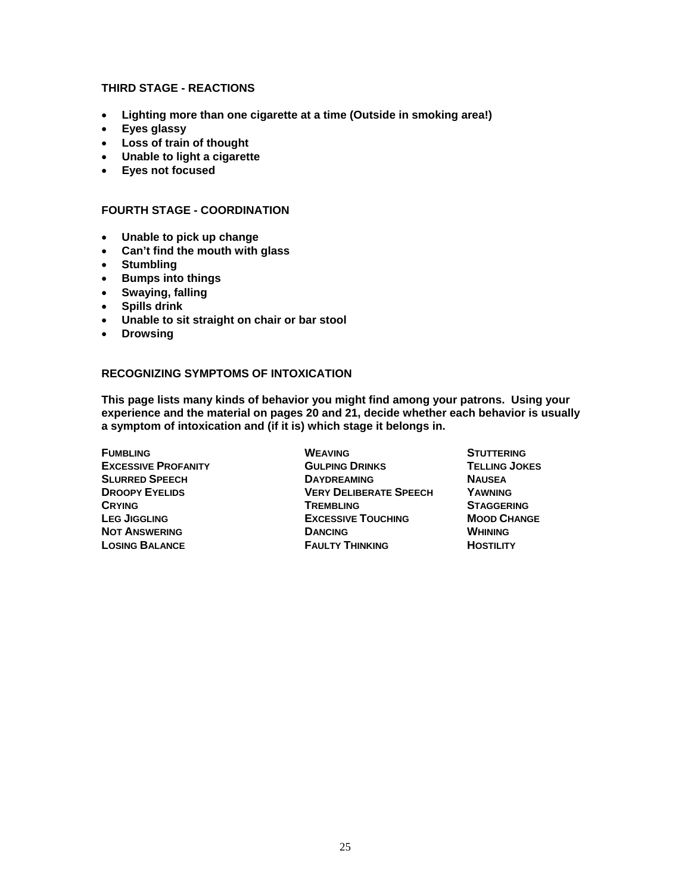### THIRD STAGE - REACTIONS

- **Lighting more than one cigarette at a time (Outside in smoking area!)**
- **Eyes glassy**
- **Loss of train of thought**
- **Unable to light a cigarette**
- **Eyes not focused**

### FOURTH STAGE - COORDINATION

- **Unable to pick up change**
- **Can't find the mouth with glass**
- **Stumbling**
- **Bumps into things**
- **Swaying, falling**
- **Spills drink**
- **Unable to sit straight on chair or bar stool**
- **Drowsing**

### RECOGNIZING SYMPTOMS OF INTOXICATION

**This page lists many kinds of behavior you might find among your patrons. Using your experience and the material on pages 20 and 21, decide whether each behavior is usually a symptom of intoxication and (if it is) which stage it belongs in.**

| | | |
|---|---|---|
| **FUMBLING** | **WEAVING** | **STUTTERING** |
| **EXCESSIVE PROFANITY** | **GULPING DRINKS** | **TELLING JOKES** |
| **SLURRED SPEECH** | **DAYDREAMING** | **NAUSEA** |
| **DROOPY EYELIDS** | **VERY DELIBERATE SPEECH** | **YAWNING** |
| **CRYING** | **TREMBLING** | **STAGGERING** |
| **LEG JIGGLING** | **EXCESSIVE TOUCHING** | **MOOD CHANGE** |
| **NOT ANSWERING** | **DANCING** | **WHINING** |
| **LOSING BALANCE** | **FAULTY THINKING** | **HOSTILITY** |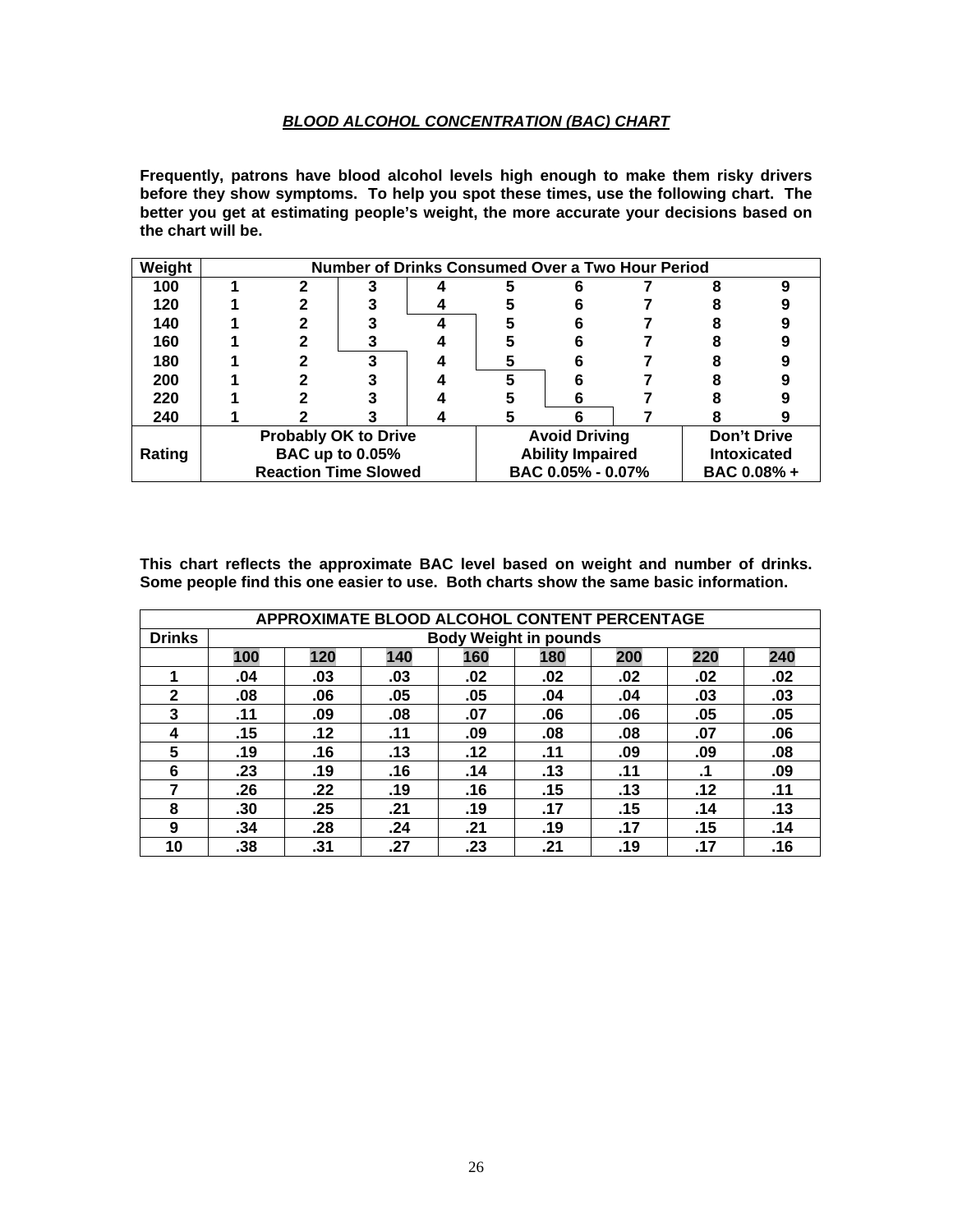***BLOOD ALCOHOL CONCENTRATION (BAC) CHART***

**Frequently, patrons have blood alcohol levels high enough to make them risky drivers before they show symptoms. To help you spot these times, use the following chart. The better you get at estimating people's weight, the more accurate your decisions based on the chart will be.**

| Weight | Number of Drinks Consumed Over a Two Hour Period | | | | | | | | |
|---|---|---|---|---|---|---|---|---|---|
| 100 | 1 | 2 | 3 | 4 | 5 | 6 | 7 | 8 | 9 |
| 120 | 1 | 2 | 3 | 4 | 5 | 6 | 7 | 8 | 9 |
| 140 | 1 | 2 | 3 | 4 | 5 | 6 | 7 | 8 | 9 |
| 160 | 1 | 2 | 3 | 4 | 5 | 6 | 7 | 8 | 9 |
| 180 | 1 | 2 | 3 | 4 | 5 | 6 | 7 | 8 | 9 |
| 200 | 1 | 2 | 3 | 4 | 5 | 6 | 7 | 8 | 9 |
| 220 | 1 | 2 | 3 | 4 | 5 | 6 | 7 | 8 | 9 |
| 240 | 1 | 2 | 3 | 4 | 5 | 6 | 7 | 8 | 9 |
| Rating | Probably OK to Drive<br>BAC up to 0.05%<br>Reaction Time Slowed | | | | Avoid Driving<br>Ability Impaired<br>BAC 0.05% - 0.07% | | | Don't Drive<br>Intoxicated<br>BAC 0.08% + | |

**This chart reflects the approximate BAC level based on weight and number of drinks. Some people find this one easier to use. Both charts show the same basic information.**

| APPROXIMATE BLOOD ALCOHOL CONTENT PERCENTAGE | | | | | | | | |
|---|---|---|---|---|---|---|---|---|
| **Drinks** | **Body Weight in pounds** | | | | | | | |
| | **100** | **120** | **140** | **160** | **180** | **200** | **220** | **240** |
| 1 | .04 | .03 | .03 | .02 | .02 | .02 | .02 | .02 |
| 2 | .08 | .06 | .05 | .05 | .04 | .04 | .03 | .03 |
| 3 | .11 | .09 | .08 | .07 | .06 | .06 | .05 | .05 |
| 4 | .15 | .12 | .11 | .09 | .08 | .08 | .07 | .06 |
| 5 | .19 | .16 | .13 | .12 | .11 | .09 | .09 | .08 |
| 6 | .23 | .19 | .16 | .14 | .13 | .11 | .1 | .09 |
| 7 | .26 | .22 | .19 | .16 | .15 | .13 | .12 | .11 |
| 8 | .30 | .25 | .21 | .19 | .17 | .15 | .14 | .13 |
| 9 | .34 | .28 | .24 | .21 | .19 | .17 | .15 | .14 |
| 10 | .38 | .31 | .27 | .23 | .21 | .19 | .17 | .16 |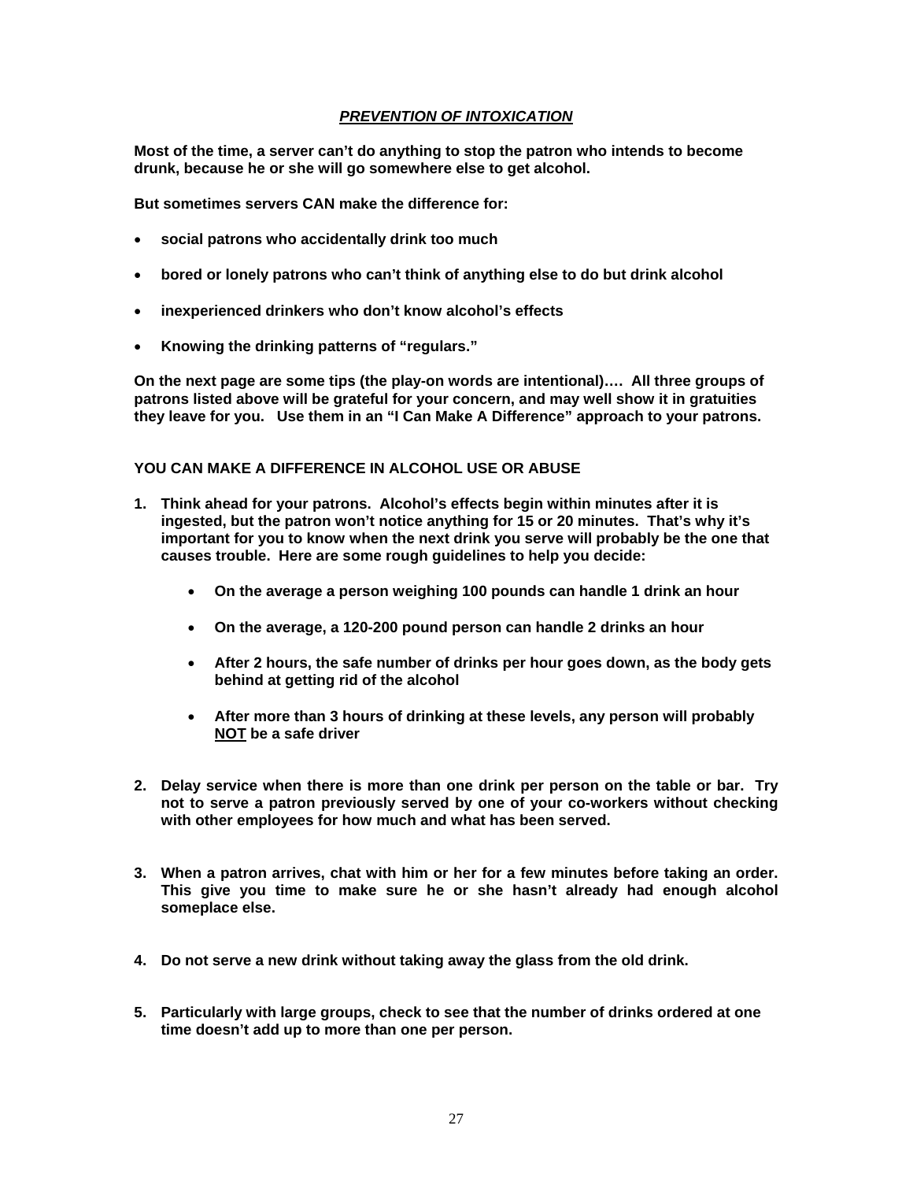## ***PREVENTION OF INTOXICATION***

**Most of the time, a server can't do anything to stop the patron who intends to become drunk, because he or she will go somewhere else to get alcohol.**

**But sometimes servers CAN make the difference for:**

- **social patrons who accidentally drink too much**
- **bored or lonely patrons who can't think of anything else to do but drink alcohol**
- **inexperienced drinkers who don't know alcohol's effects**
- **Knowing the drinking patterns of "regulars."**

**On the next page are some tips (the play-on words are intentional)…. All three groups of patrons listed above will be grateful for your concern, and may well show it in gratuities they leave for you. Use them in an "I Can Make A Difference" approach to your patrons.**

### YOU CAN MAKE A DIFFERENCE IN ALCOHOL USE OR ABUSE

1. **Think ahead for your patrons. Alcohol's effects begin within minutes after it is ingested, but the patron won't notice anything for 15 or 20 minutes. That's why it's important for you to know when the next drink you serve will probably be the one that causes trouble. Here are some rough guidelines to help you decide:**
    - **On the average a person weighing 100 pounds can handle 1 drink an hour**
    - **On the average, a 120-200 pound person can handle 2 drinks an hour**
    - **After 2 hours, the safe number of drinks per hour goes down, as the body gets behind at getting rid of the alcohol**
    - **After more than 3 hours of drinking at these levels, any person will probably <u>NOT</u> be a safe driver**

2. **Delay service when there is more than one drink per person on the table or bar. Try not to serve a patron previously served by one of your co-workers without checking with other employees for how much and what has been served.**

3. **When a patron arrives, chat with him or her for a few minutes before taking an order. This give you time to make sure he or she hasn't already had enough alcohol someplace else.**

4. **Do not serve a new drink without taking away the glass from the old drink.**

5. **Particularly with large groups, check to see that the number of drinks ordered at one time doesn't add up to more than one per person.**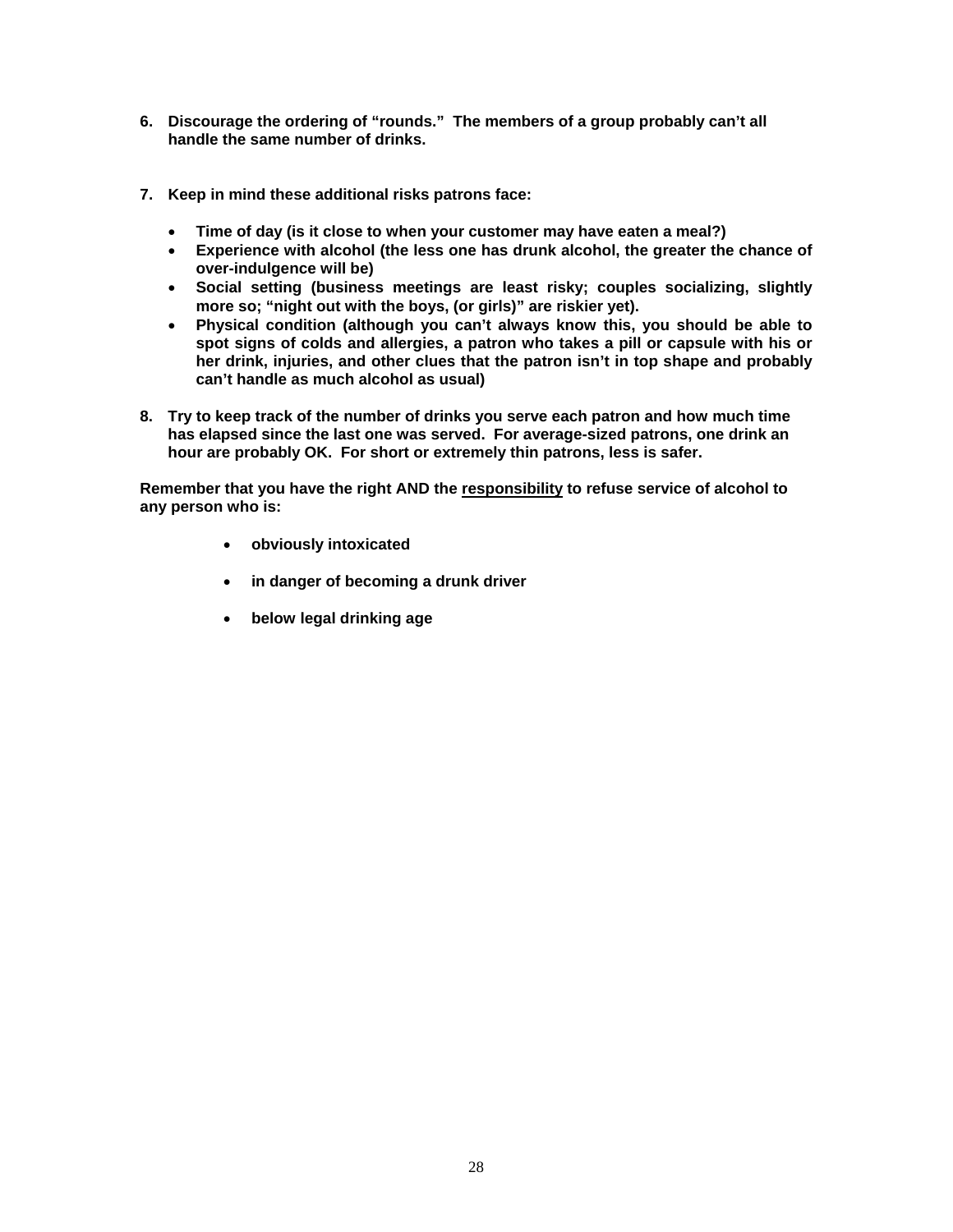6. **Discourage the ordering of "rounds." The members of a group probably can't all handle the same number of drinks.**

7. **Keep in mind these additional risks patrons face:**

   - **Time of day (is it close to when your customer may have eaten a meal?)**
   - **Experience with alcohol (the less one has drunk alcohol, the greater the chance of over-indulgence will be)**
   - **Social setting (business meetings are least risky; couples socializing, slightly more so; "night out with the boys, (or girls)" are riskier yet).**
   - **Physical condition (although you can't always know this, you should be able to spot signs of colds and allergies, a patron who takes a pill or capsule with his or her drink, injuries, and other clues that the patron isn't in top shape and probably can't handle as much alcohol as usual)**

8. **Try to keep track of the number of drinks you serve each patron and how much time has elapsed since the last one was served. For average-sized patrons, one drink an hour are probably OK. For short or extremely thin patrons, less is safer.**

**Remember that you have the right AND the <u>responsibility</u> to refuse service of alcohol to any person who is:**

- **obviously intoxicated**
- **in danger of becoming a drunk driver**
- **below legal drinking age**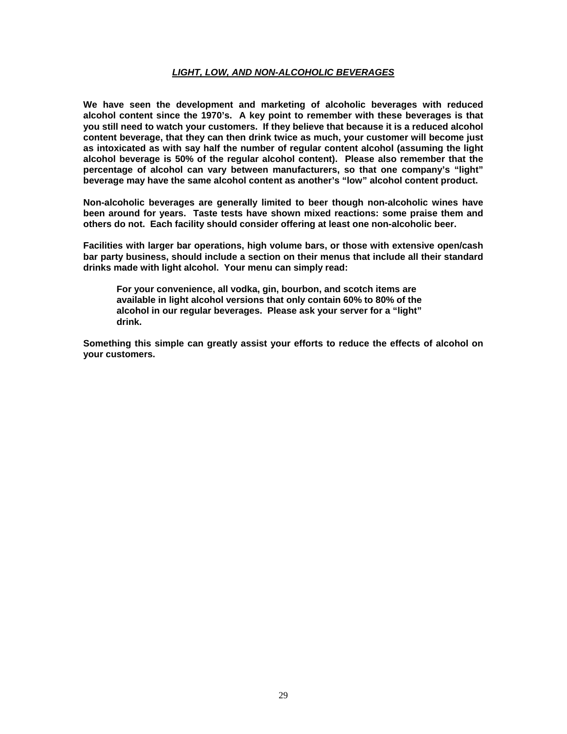## ***LIGHT, LOW, AND NON-ALCOHOLIC BEVERAGES***

**We have seen the development and marketing of alcoholic beverages with reduced alcohol content since the 1970's. A key point to remember with these beverages is that you still need to watch your customers. If they believe that because it is a reduced alcohol content beverage, that they can then drink twice as much, your customer will become just as intoxicated as with say half the number of regular content alcohol (assuming the light alcohol beverage is 50% of the regular alcohol content). Please also remember that the percentage of alcohol can vary between manufacturers, so that one company's "light" beverage may have the same alcohol content as another's "low" alcohol content product.**

**Non-alcoholic beverages are generally limited to beer though non-alcoholic wines have been around for years. Taste tests have shown mixed reactions: some praise them and others do not. Each facility should consider offering at least one non-alcoholic beer.**

**Facilities with larger bar operations, high volume bars, or those with extensive open/cash bar party business, should include a section on their menus that include all their standard drinks made with light alcohol. Your menu can simply read:**

> **For your convenience, all vodka, gin, bourbon, and scotch items are available in light alcohol versions that only contain 60% to 80% of the alcohol in our regular beverages. Please ask your server for a "light" drink.**

**Something this simple can greatly assist your efforts to reduce the effects of alcohol on your customers.**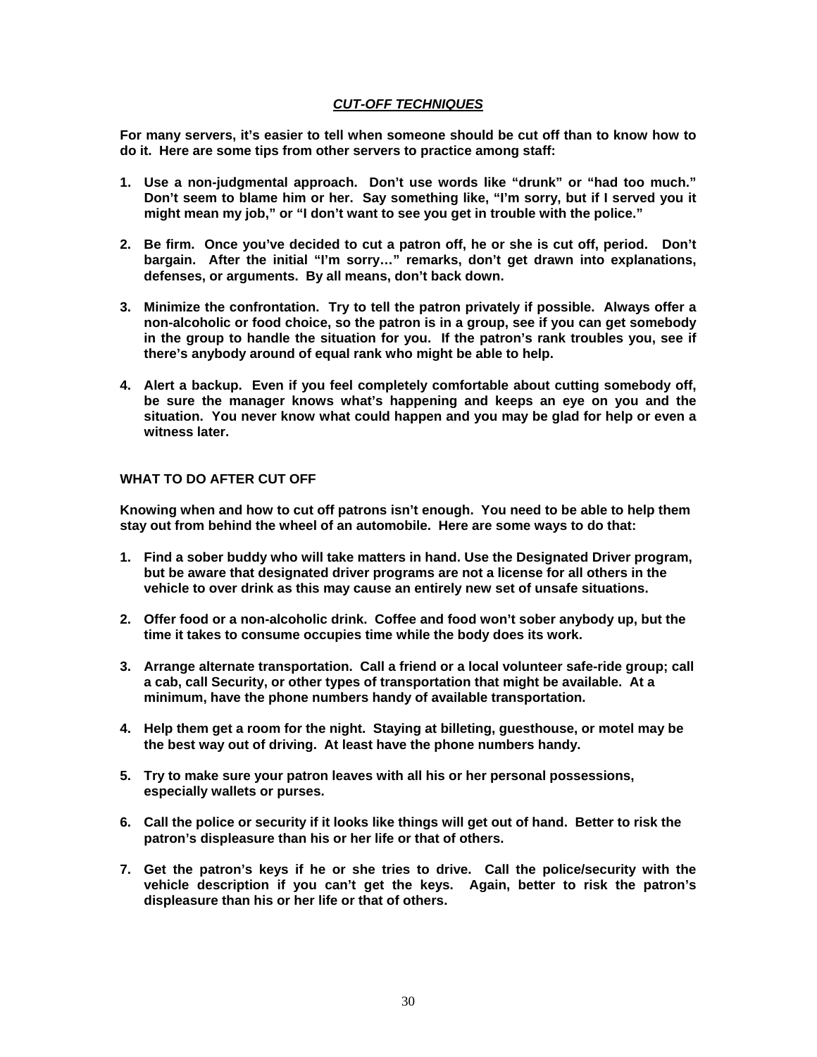## *CUT-OFF TECHNIQUES*

**For many servers, it's easier to tell when someone should be cut off than to know how to do it. Here are some tips from other servers to practice among staff:**

1. **Use a non-judgmental approach. Don't use words like "drunk" or "had too much." Don't seem to blame him or her. Say something like, "I'm sorry, but if I served you it might mean my job," or "I don't want to see you get in trouble with the police."**

2. **Be firm. Once you've decided to cut a patron off, he or she is cut off, period. Don't bargain. After the initial "I'm sorry…" remarks, don't get drawn into explanations, defenses, or arguments. By all means, don't back down.**

3. **Minimize the confrontation. Try to tell the patron privately if possible. Always offer a non-alcoholic or food choice, so the patron is in a group, see if you can get somebody in the group to handle the situation for you. If the patron's rank troubles you, see if there's anybody around of equal rank who might be able to help.**

4. **Alert a backup. Even if you feel completely comfortable about cutting somebody off, be sure the manager knows what's happening and keeps an eye on you and the situation. You never know what could happen and you may be glad for help or even a witness later.**

### WHAT TO DO AFTER CUT OFF

**Knowing when and how to cut off patrons isn't enough. You need to be able to help them stay out from behind the wheel of an automobile. Here are some ways to do that:**

1. **Find a sober buddy who will take matters in hand. Use the Designated Driver program, but be aware that designated driver programs are not a license for all others in the vehicle to over drink as this may cause an entirely new set of unsafe situations.**

2. **Offer food or a non-alcoholic drink. Coffee and food won't sober anybody up, but the time it takes to consume occupies time while the body does its work.**

3. **Arrange alternate transportation. Call a friend or a local volunteer safe-ride group; call a cab, call Security, or other types of transportation that might be available. At a minimum, have the phone numbers handy of available transportation.**

4. **Help them get a room for the night. Staying at billeting, guesthouse, or motel may be the best way out of driving. At least have the phone numbers handy.**

5. **Try to make sure your patron leaves with all his or her personal possessions, especially wallets or purses.**

6. **Call the police or security if it looks like things will get out of hand. Better to risk the patron's displeasure than his or her life or that of others.**

7. **Get the patron's keys if he or she tries to drive. Call the police/security with the vehicle description if you can't get the keys. Again, better to risk the patron's displeasure than his or her life or that of others.**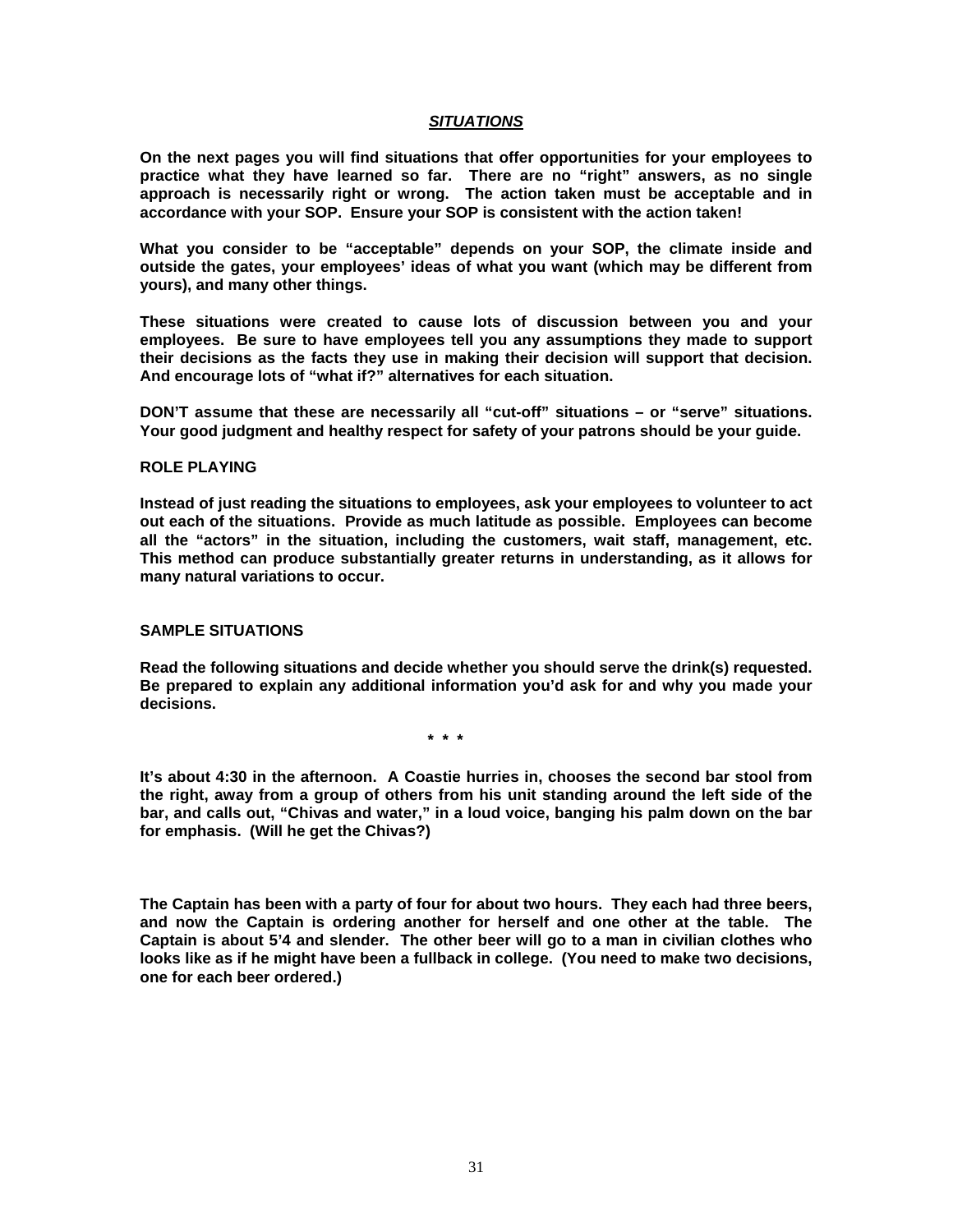## ***SITUATIONS***

**On the next pages you will find situations that offer opportunities for your employees to practice what they have learned so far. There are no "right" answers, as no single approach is necessarily right or wrong. The action taken must be acceptable and in accordance with your SOP. Ensure your SOP is consistent with the action taken!**

**What you consider to be "acceptable" depends on your SOP, the climate inside and outside the gates, your employees' ideas of what you want (which may be different from yours), and many other things.**

**These situations were created to cause lots of discussion between you and your employees. Be sure to have employees tell you any assumptions they made to support their decisions as the facts they use in making their decision will support that decision. And encourage lots of "what if?" alternatives for each situation.**

**DON'T assume that these are necessarily all "cut-off" situations – or "serve" situations. Your good judgment and healthy respect for safety of your patrons should be your guide.**

### ROLE PLAYING

**Instead of just reading the situations to employees, ask your employees to volunteer to act out each of the situations. Provide as much latitude as possible. Employees can become all the "actors" in the situation, including the customers, wait staff, management, etc. This method can produce substantially greater returns in understanding, as it allows for many natural variations to occur.**

### SAMPLE SITUATIONS

**Read the following situations and decide whether you should serve the drink(s) requested. Be prepared to explain any additional information you'd ask for and why you made your decisions.**

**\* \* \***

**It's about 4:30 in the afternoon. A Coastie hurries in, chooses the second bar stool from the right, away from a group of others from his unit standing around the left side of the bar, and calls out, "Chivas and water," in a loud voice, banging his palm down on the bar for emphasis. (Will he get the Chivas?)**

**The Captain has been with a party of four for about two hours. They each had three beers, and now the Captain is ordering another for herself and one other at the table. The Captain is about 5'4 and slender. The other beer will go to a man in civilian clothes who looks like as if he might have been a fullback in college. (You need to make two decisions, one for each beer ordered.)**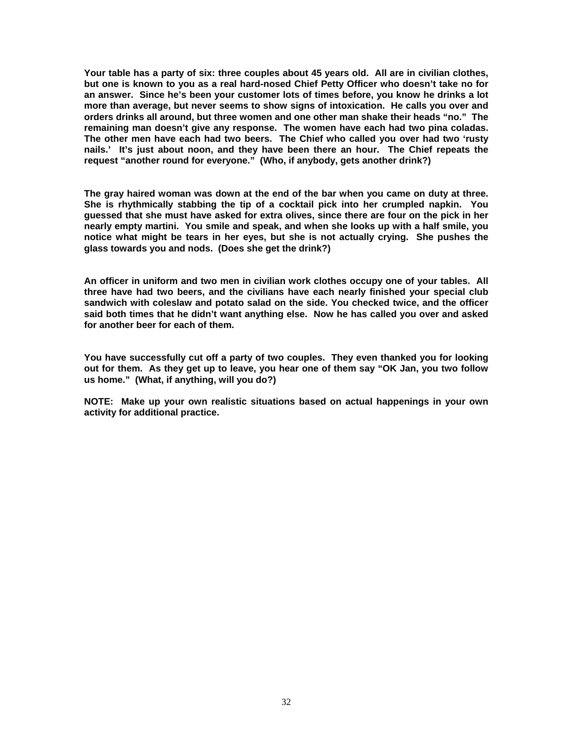**Your table has a party of six: three couples about 45 years old. All are in civilian clothes, but one is known to you as a real hard-nosed Chief Petty Officer who doesn't take no for an answer. Since he's been your customer lots of times before, you know he drinks a lot more than average, but never seems to show signs of intoxication. He calls you over and orders drinks all around, but three women and one other man shake their heads "no." The remaining man doesn't give any response. The women have each had two pina coladas. The other men have each had two beers. The Chief who called you over had two 'rusty nails.' It's just about noon, and they have been there an hour. The Chief repeats the request "another round for everyone." (Who, if anybody, gets another drink?)**

**The gray haired woman was down at the end of the bar when you came on duty at three. She is rhythmically stabbing the tip of a cocktail pick into her crumpled napkin. You guessed that she must have asked for extra olives, since there are four on the pick in her nearly empty martini. You smile and speak, and when she looks up with a half smile, you notice what might be tears in her eyes, but she is not actually crying. She pushes the glass towards you and nods. (Does she get the drink?)**

**An officer in uniform and two men in civilian work clothes occupy one of your tables. All three have had two beers, and the civilians have each nearly finished your special club sandwich with coleslaw and potato salad on the side. You checked twice, and the officer said both times that he didn't want anything else. Now he has called you over and asked for another beer for each of them.**

**You have successfully cut off a party of two couples. They even thanked you for looking out for them. As they get up to leave, you hear one of them say "OK Jan, you two follow us home." (What, if anything, will you do?)**

**NOTE: Make up your own realistic situations based on actual happenings in your own activity for additional practice.**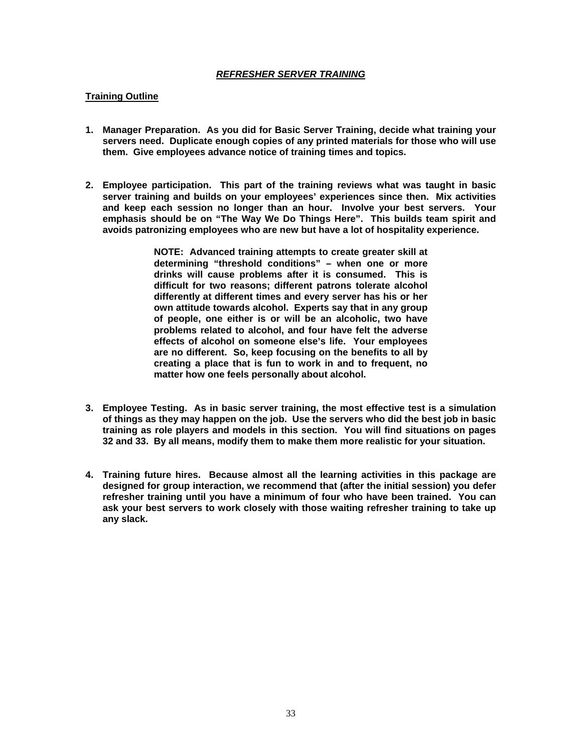## ***REFRESHER SERVER TRAINING***

### Training Outline

1. **Manager Preparation. As you did for Basic Server Training, decide what training your servers need. Duplicate enough copies of any printed materials for those who will use them. Give employees advance notice of training times and topics.**

2. **Employee participation. This part of the training reviews what was taught in basic server training and builds on your employees' experiences since then. Mix activities and keep each session no longer than an hour. Involve your best servers. Your emphasis should be on "The Way We Do Things Here". This builds team spirit and avoids patronizing employees who are new but have a lot of hospitality experience.**

   > **NOTE: Advanced training attempts to create greater skill at determining "threshold conditions" – when one or more drinks will cause problems after it is consumed. This is difficult for two reasons; different patrons tolerate alcohol differently at different times and every server has his or her own attitude towards alcohol. Experts say that in any group of people, one either is or will be an alcoholic, two have problems related to alcohol, and four have felt the adverse effects of alcohol on someone else's life. Your employees are no different. So, keep focusing on the benefits to all by creating a place that is fun to work in and to frequent, no matter how one feels personally about alcohol.**

3. **Employee Testing. As in basic server training, the most effective test is a simulation of things as they may happen on the job. Use the servers who did the best job in basic training as role players and models in this section. You will find situations on pages 32 and 33. By all means, modify them to make them more realistic for your situation.**

4. **Training future hires. Because almost all the learning activities in this package are designed for group interaction, we recommend that (after the initial session) you defer refresher training until you have a minimum of four who have been trained. You can ask your best servers to work closely with those waiting refresher training to take up any slack.**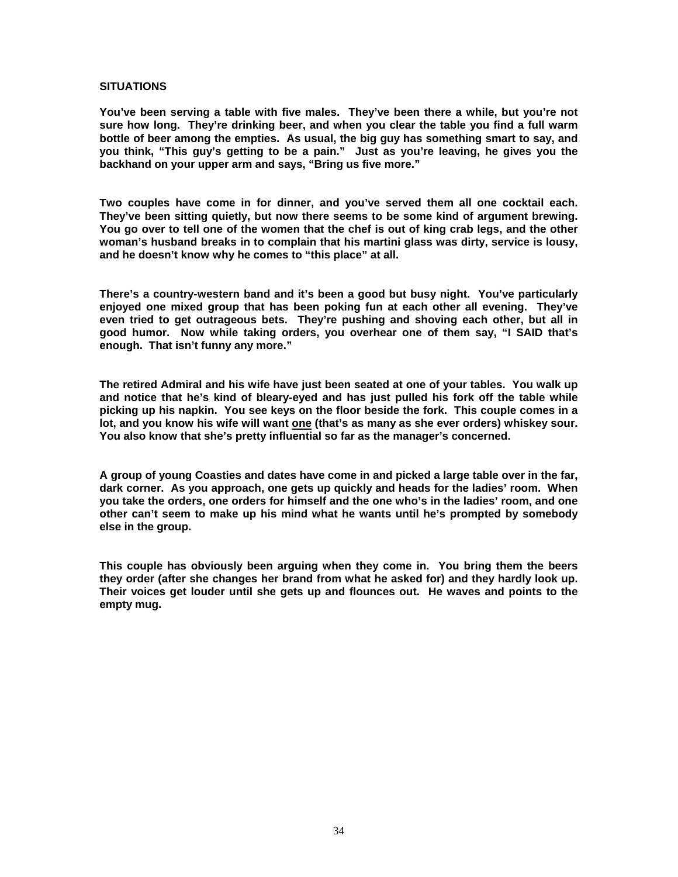**SITUATIONS**

**You've been serving a table with five males. They've been there a while, but you're not sure how long. They're drinking beer, and when you clear the table you find a full warm bottle of beer among the empties. As usual, the big guy has something smart to say, and you think, "This guy's getting to be a pain." Just as you're leaving, he gives you the backhand on your upper arm and says, "Bring us five more."**

**Two couples have come in for dinner, and you've served them all one cocktail each. They've been sitting quietly, but now there seems to be some kind of argument brewing. You go over to tell one of the women that the chef is out of king crab legs, and the other woman's husband breaks in to complain that his martini glass was dirty, service is lousy, and he doesn't know why he comes to "this place" at all.**

**There's a country-western band and it's been a good but busy night. You've particularly enjoyed one mixed group that has been poking fun at each other all evening. They've even tried to get outrageous bets. They're pushing and shoving each other, but all in good humor. Now while taking orders, you overhear one of them say, "I SAID that's enough. That isn't funny any more."**

**The retired Admiral and his wife have just been seated at one of your tables. You walk up and notice that he's kind of bleary-eyed and has just pulled his fork off the table while picking up his napkin. You see keys on the floor beside the fork. This couple comes in a lot, and you know his wife will want <u>one</u> (that's as many as she ever orders) whiskey sour. You also know that she's pretty influential so far as the manager's concerned.**

**A group of young Coasties and dates have come in and picked a large table over in the far, dark corner. As you approach, one gets up quickly and heads for the ladies' room. When you take the orders, one orders for himself and the one who's in the ladies' room, and one other can't seem to make up his mind what he wants until he's prompted by somebody else in the group.**

**This couple has obviously been arguing when they come in. You bring them the beers they order (after she changes her brand from what he asked for) and they hardly look up. Their voices get louder until she gets up and flounces out. He waves and points to the empty mug.**